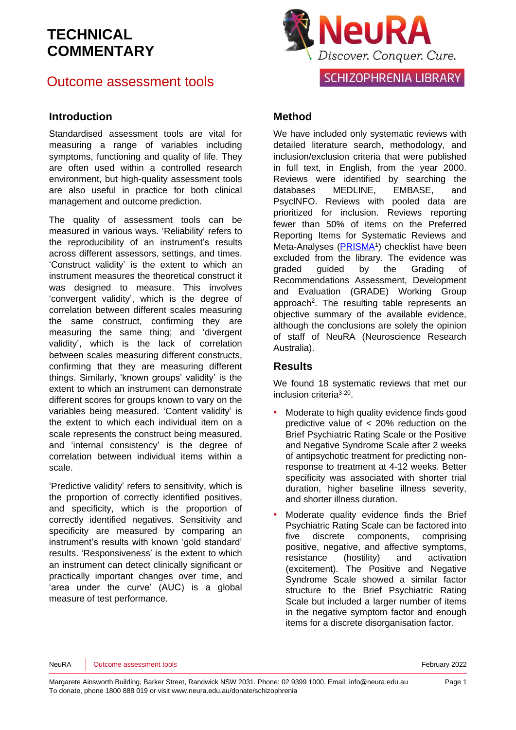# TECHNICAL COMMENTARY

## Outcome assessment tools

NeuRA Discover. Conquer. Cure.

SCHIZOPHRENIA LIBRARY

### Introduction

Standardised assessment tools are vital for measuring a range of variables including symptoms, functioning and quality of life. They are often used within a controlled research environment, but high-quality assessment tools are also useful in practice for both clinical management and outcome prediction.

The quality of assessment tools can be measured in various ways. 'Reliability' refers to the reproducibility of an instrument's results across different assessors, settings, and times. 'Construct validity' is the extent to which an instrument measures the theoretical construct it was designed to measure. This involves 'convergent validity', which is the degree of correlation between different scales measuring the same construct, confirming they are measuring the same thing; and 'divergent validity', which is the lack of correlation between scales measuring different constructs, confirming that they are measuring different things. Similarly, 'known groups' validity' is the extent to which an instrument can demonstrate different scores for groups known to vary on the variables being measured. 'Content validity' is the extent to which each individual item on a scale represents the construct being measured, and 'internal consistency' is the degree of correlation between individual items within a scale.

'Predictive validity' refers to sensitivity, which is the proportion of correctly identified positives, and specificity, which is the proportion of correctly identified negatives. Sensitivity and specificity are measured by comparing an instrument's results with known 'gold standard' results. 'Responsiveness' is the extent to which an instrument can detect clinically significant or practically important changes over time, and 'area under the curve' (AUC) is a global measure of test performance.

### Method

We have included only systematic reviews with detailed literature search, methodology, and inclusion/exclusion criteria that were published in full text, in English, from the year 2000. Reviews were identified by searching the databases MEDLINE, EMBASE, and PsycINFO. Reviews with pooled data are prioritized for inclusion. Reviews reporting fewer than 50% of items on the Preferred Reporting Items for Systematic Reviews and Meta-Analyses (PRISMA[1]) checklist have been excluded from the library. The evidence was graded guided by the Grading of Recommendations Assessment, Development and Evaluation (GRADE) Working Group approach[2]. The resulting table represents an objective summary of the available evidence, although the conclusions are solely the opinion of staff of NeuRA (Neuroscience Research Australia).

### Results

We found 18 systematic reviews that met our inclusion criteria[3-20].

- Moderate to high quality evidence finds good predictive value of < 20% reduction on the Brief Psychiatric Rating Scale or the Positive and Negative Syndrome Scale after 2 weeks of antipsychotic treatment for predicting non-response to treatment at 4-12 weeks. Better specificity was associated with shorter trial duration, higher baseline illness severity, and shorter illness duration.
- Moderate quality evidence finds the Brief Psychiatric Rating Scale can be factored into five discrete components, comprising positive, negative, and affective symptoms, resistance (hostility) and activation (excitement). The Positive and Negative Syndrome Scale showed a similar factor structure to the Brief Psychiatric Rating Scale but included a larger number of items in the negative symptom factor and enough items for a discrete disorganisation factor.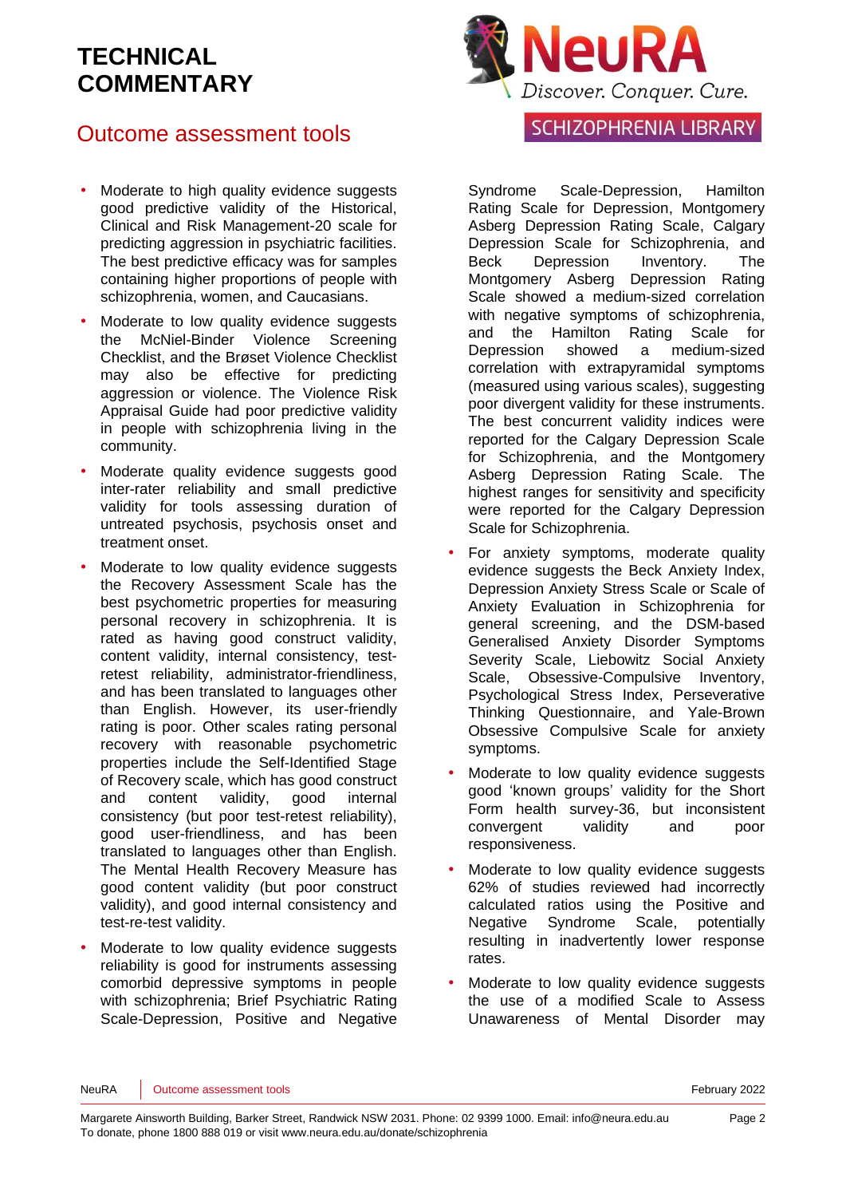# TECHNICAL COMMENTARY

## Outcome assessment tools

- Moderate to high quality evidence suggests good predictive validity of the Historical, Clinical and Risk Management-20 scale for predicting aggression in psychiatric facilities. The best predictive efficacy was for samples containing higher proportions of people with schizophrenia, women, and Caucasians.
- Moderate to low quality evidence suggests the McNiel-Binder Violence Screening Checklist, and the Brøset Violence Checklist may also be effective for predicting aggression or violence. The Violence Risk Appraisal Guide had poor predictive validity in people with schizophrenia living in the community.
- Moderate quality evidence suggests good inter-rater reliability and small predictive validity for tools assessing duration of untreated psychosis, psychosis onset and treatment onset.
- Moderate to low quality evidence suggests the Recovery Assessment Scale has the best psychometric properties for measuring personal recovery in schizophrenia. It is rated as having good construct validity, content validity, internal consistency, test-retest reliability, administrator-friendliness, and has been translated to languages other than English. However, its user-friendly rating is poor. Other scales rating personal recovery with reasonable psychometric properties include the Self-Identified Stage of Recovery scale, which has good construct and content validity, good internal consistency (but poor test-retest reliability), good user-friendliness, and has been translated to languages other than English. The Mental Health Recovery Measure has good content validity (but poor construct validity), and good internal consistency and test-re-test validity.
- Moderate to low quality evidence suggests reliability is good for instruments assessing comorbid depressive symptoms in people with schizophrenia; Brief Psychiatric Rating Scale-Depression, Positive and Negative Syndrome Scale-Depression, Hamilton Rating Scale for Depression, Montgomery Asberg Depression Rating Scale, Calgary Depression Scale for Schizophrenia, and Beck Depression Inventory. The Montgomery Asberg Depression Rating Scale showed a medium-sized correlation with negative symptoms of schizophrenia, and the Hamilton Rating Scale for Depression showed a medium-sized correlation with extrapyramidal symptoms (measured using various scales), suggesting poor divergent validity for these instruments. The best concurrent validity indices were reported for the Calgary Depression Scale for Schizophrenia, and the Montgomery Asberg Depression Rating Scale. The highest ranges for sensitivity and specificity were reported for the Calgary Depression Scale for Schizophrenia.
- For anxiety symptoms, moderate quality evidence suggests the Beck Anxiety Index, Depression Anxiety Stress Scale or Scale of Anxiety Evaluation in Schizophrenia for general screening, and the DSM-based Generalised Anxiety Disorder Symptoms Severity Scale, Liebowitz Social Anxiety Scale, Obsessive-Compulsive Inventory, Psychological Stress Index, Perseverative Thinking Questionnaire, and Yale-Brown Obsessive Compulsive Scale for anxiety symptoms.
- Moderate to low quality evidence suggests good 'known groups' validity for the Short Form health survey-36, but inconsistent convergent validity and poor responsiveness.
- Moderate to low quality evidence suggests 62% of studies reviewed had incorrectly calculated ratios using the Positive and Negative Syndrome Scale, potentially resulting in inadvertently lower response rates.
- Moderate to low quality evidence suggests the use of a modified Scale to Assess Unawareness of Mental Disorder may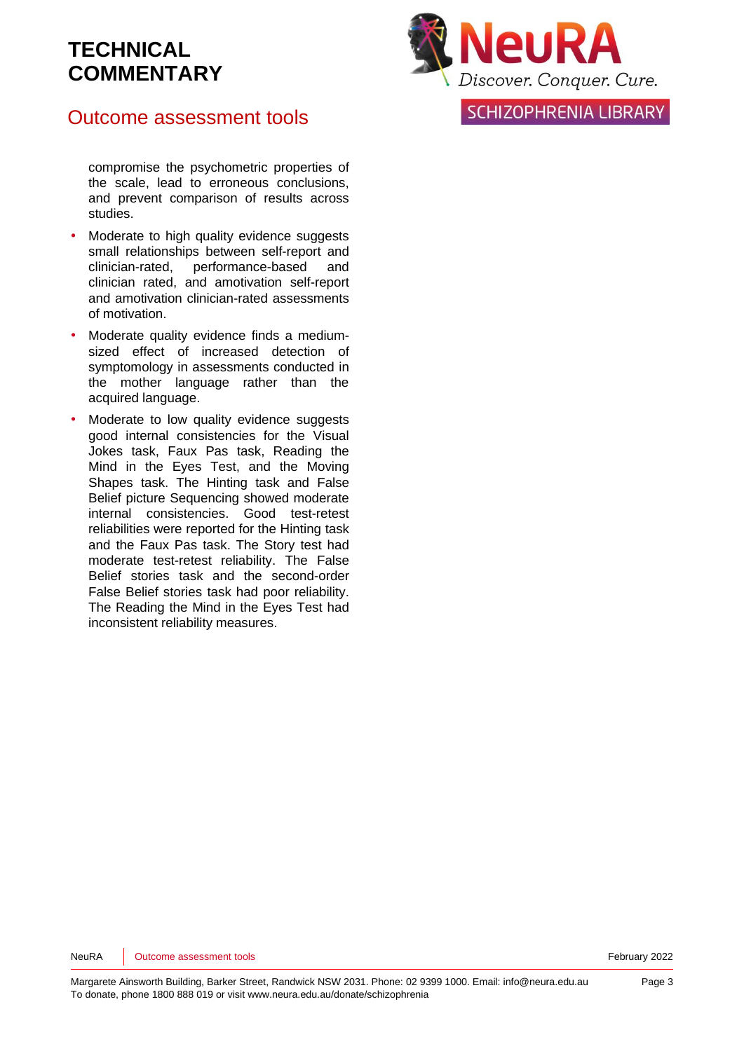compromise the psychometric properties of the scale, lead to erroneous conclusions, and prevent comparison of results across studies.

- Moderate to high quality evidence suggests small relationships between self-report and clinician-rated, performance-based and clinician rated, and amotivation self-report and amotivation clinician-rated assessments of motivation.
- Moderate quality evidence finds a medium-sized effect of increased detection of symptomology in assessments conducted in the mother language rather than the acquired language.
- Moderate to low quality evidence suggests good internal consistencies for the Visual Jokes task, Faux Pas task, Reading the Mind in the Eyes Test, and the Moving Shapes task. The Hinting task and False Belief picture Sequencing showed moderate internal consistencies. Good test-retest reliabilities were reported for the Hinting task and the Faux Pas task. The Story test had moderate test-retest reliability. The False Belief stories task and the second-order False Belief stories task had poor reliability. The Reading the Mind in the Eyes Test had inconsistent reliability measures.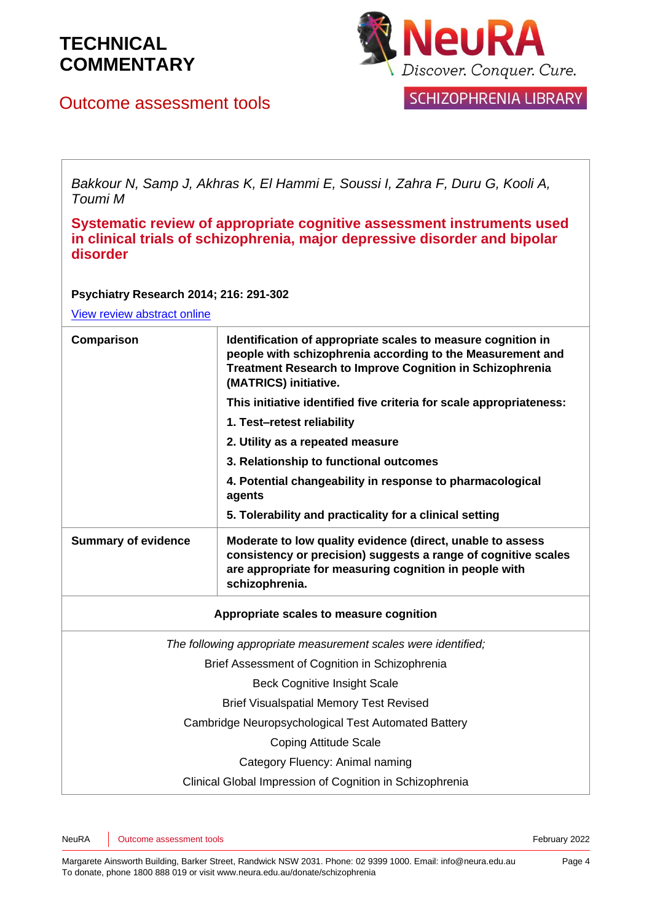# TECHNICAL COMMENTARY

## Outcome assessment tools

*Bakkour N, Samp J, Akhras K, El Hammi E, Soussi I, Zahra F, Duru G, Kooli A, Toumi M*

### Systematic review of appropriate cognitive assessment instruments used in clinical trials of schizophrenia, major depressive disorder and bipolar disorder

**Psychiatry Research 2014; 216: 291-302**

View review abstract online

| | |
|---|---|
| **Comparison** | **Identification of appropriate scales to measure cognition in people with schizophrenia according to the Measurement and Treatment Research to Improve Cognition in Schizophrenia (MATRICS) initiative.**<br>**This initiative identified five criteria for scale appropriateness:**<br>**1. Test–retest reliability**<br>**2. Utility as a repeated measure**<br>**3. Relationship to functional outcomes**<br>**4. Potential changeability in response to pharmacological agents**<br>**5. Tolerability and practicality for a clinical setting** |
| **Summary of evidence** | **Moderate to low quality evidence (direct, unable to assess consistency or precision) suggests a range of cognitive scales are appropriate for measuring cognition in people with schizophrenia.** |

**Appropriate scales to measure cognition**

*The following appropriate measurement scales were identified;*

Brief Assessment of Cognition in Schizophrenia

Beck Cognitive Insight Scale

Brief Visualspatial Memory Test Revised

Cambridge Neuropsychological Test Automated Battery

Coping Attitude Scale

Category Fluency: Animal naming

Clinical Global Impression of Cognition in Schizophrenia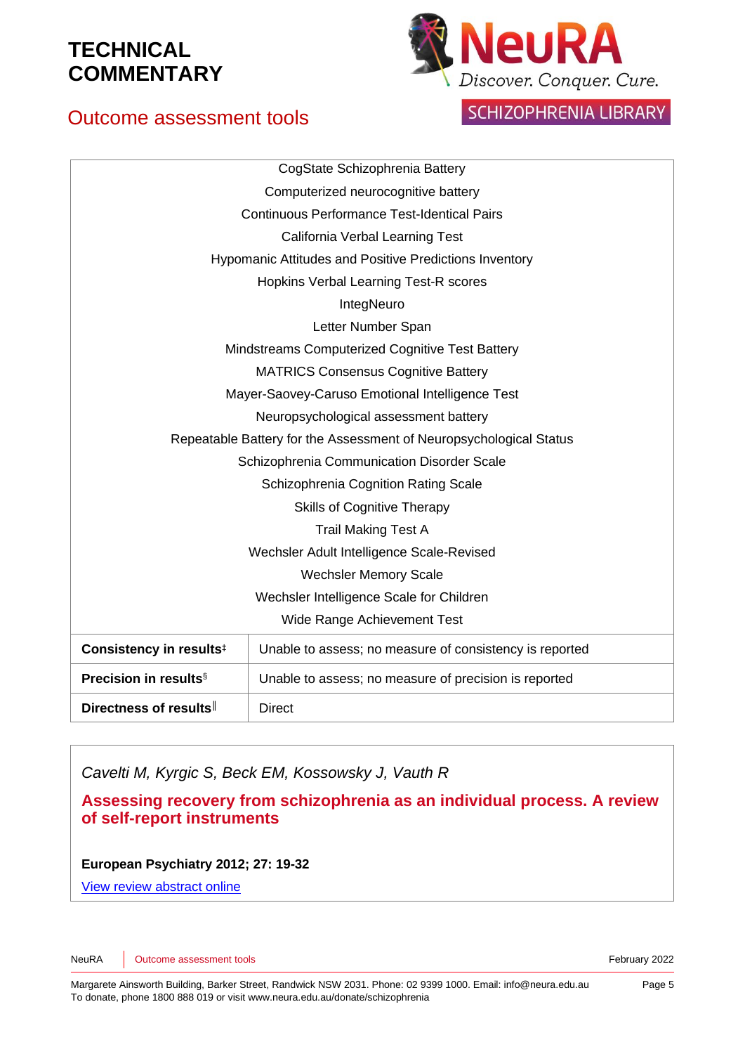| | |
|---|---|
| CogState Schizophrenia Battery<br>Computerized neurocognitive battery<br>Continuous Performance Test-Identical Pairs<br>California Verbal Learning Test<br>Hypomanic Attitudes and Positive Predictions Inventory<br>Hopkins Verbal Learning Test-R scores<br>IntegNeuro<br>Letter Number Span<br>Mindstreams Computerized Cognitive Test Battery<br>MATRICS Consensus Cognitive Battery<br>Mayer-Saovey-Caruso Emotional Intelligence Test<br>Neuropsychological assessment battery<br>Repeatable Battery for the Assessment of Neuropsychological Status<br>Schizophrenia Communication Disorder Scale<br>Schizophrenia Cognition Rating Scale<br>Skills of Cognitive Therapy<br>Trail Making Test A<br>Wechsler Adult Intelligence Scale-Revised<br>Wechsler Memory Scale<br>Wechsler Intelligence Scale for Children<br>Wide Range Achievement Test | |
| **Consistency in results**‡ | Unable to assess; no measure of consistency is reported |
| **Precision in results**§ | Unable to assess; no measure of precision is reported |
| **Directness of results**‖ | Direct |

*Cavelti M, Kyrgic S, Beck EM, Kossowsky J, Vauth R*

**Assessing recovery from schizophrenia as an individual process. A review of self-report instruments**

**European Psychiatry 2012; 27: 19-32**

View review abstract online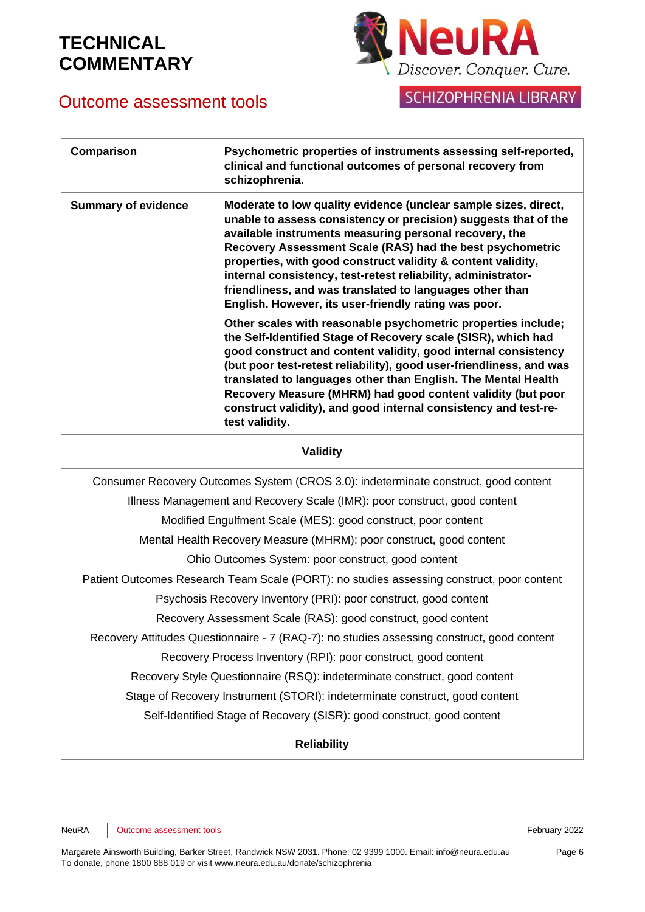# TECHNICAL COMMENTARY

## Outcome assessment tools

| | |
|---|---|
| **Comparison** | **Psychometric properties of instruments assessing self-reported, clinical and functional outcomes of personal recovery from schizophrenia.** |
| **Summary of evidence** | **Moderate to low quality evidence (unclear sample sizes, direct, unable to assess consistency or precision) suggests that of the available instruments measuring personal recovery, the Recovery Assessment Scale (RAS) had the best psychometric properties, with good construct validity & content validity, internal consistency, test-retest reliability, administrator-friendliness, and was translated to languages other than English. However, its user-friendly rating was poor.**<br><br>**Other scales with reasonable psychometric properties include; the Self-Identified Stage of Recovery scale (SISR), which had good construct and content validity, good internal consistency (but poor test-retest reliability), good user-friendliness, and was translated to languages other than English. The Mental Health Recovery Measure (MHRM) had good content validity (but poor construct validity), and good internal consistency and test-re-test validity.** |

**Validity**

Consumer Recovery Outcomes System (CROS 3.0): indeterminate construct, good content

Illness Management and Recovery Scale (IMR): poor construct, good content

Modified Engulfment Scale (MES): good construct, poor content

Mental Health Recovery Measure (MHRM): poor construct, good content

Ohio Outcomes System: poor construct, good content

Patient Outcomes Research Team Scale (PORT): no studies assessing construct, poor content

Psychosis Recovery Inventory (PRI): poor construct, good content

Recovery Assessment Scale (RAS): good construct, good content

Recovery Attitudes Questionnaire - 7 (RAQ-7): no studies assessing construct, good content

Recovery Process Inventory (RPI): poor construct, good content

Recovery Style Questionnaire (RSQ): indeterminate construct, good content

Stage of Recovery Instrument (STORI): indeterminate construct, good content

Self-Identified Stage of Recovery (SISR): good construct, good content

**Reliability**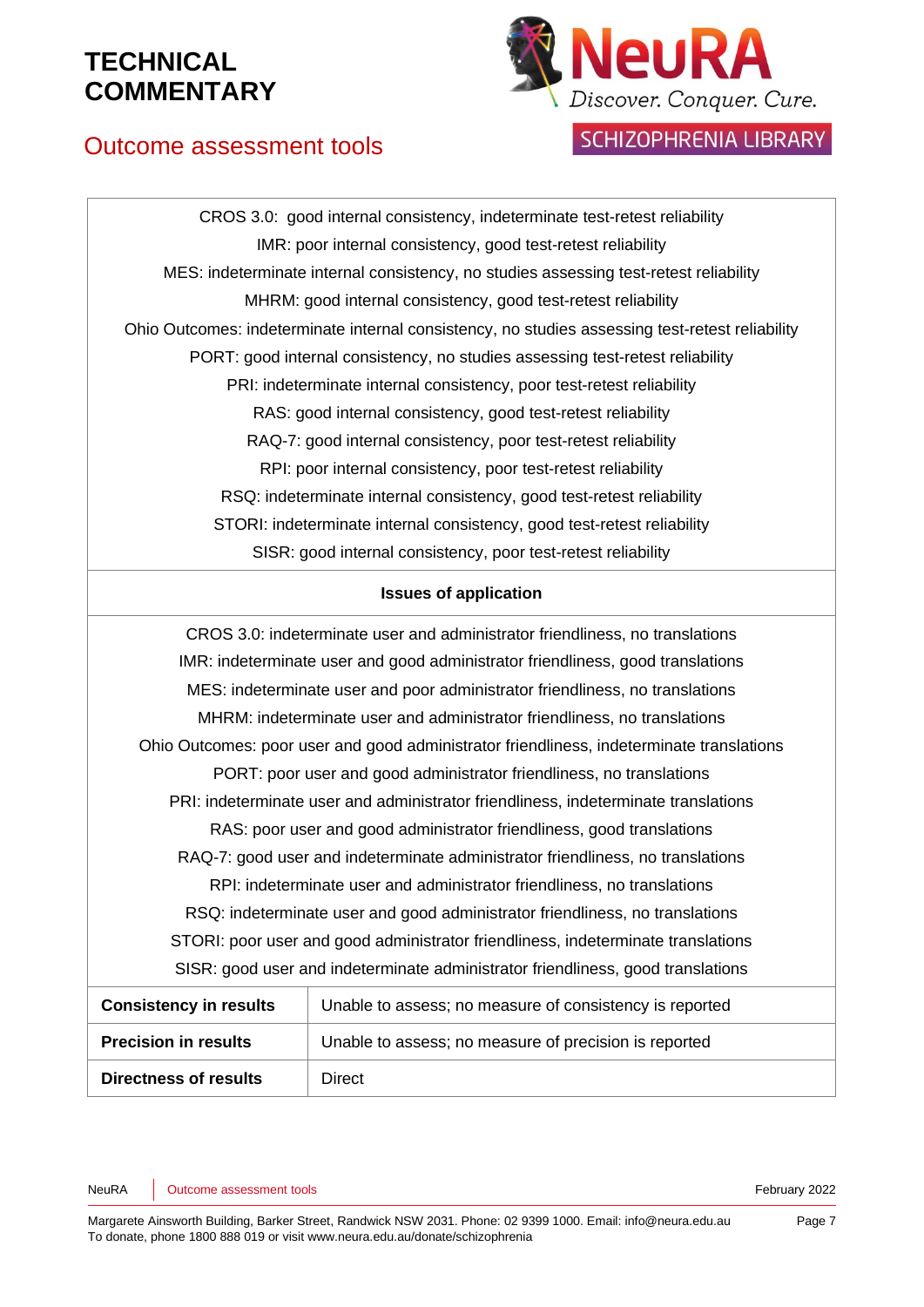| | |
|---|---|
| CROS 3.0: good internal consistency, indeterminate test-retest reliability<br>IMR: poor internal consistency, good test-retest reliability<br>MES: indeterminate internal consistency, no studies assessing test-retest reliability<br>MHRM: good internal consistency, good test-retest reliability<br>Ohio Outcomes: indeterminate internal consistency, no studies assessing test-retest reliability<br>PORT: good internal consistency, no studies assessing test-retest reliability<br>PRI: indeterminate internal consistency, poor test-retest reliability<br>RAS: good internal consistency, good test-retest reliability<br>RAQ-7: good internal consistency, poor test-retest reliability<br>RPI: poor internal consistency, poor test-retest reliability<br>RSQ: indeterminate internal consistency, good test-retest reliability<br>STORI: indeterminate internal consistency, good test-retest reliability<br>SISR: good internal consistency, poor test-retest reliability | |
| **Issues of application** | |
| CROS 3.0: indeterminate user and administrator friendliness, no translations<br>IMR: indeterminate user and good administrator friendliness, good translations<br>MES: indeterminate user and poor administrator friendliness, no translations<br>MHRM: indeterminate user and administrator friendliness, no translations<br>Ohio Outcomes: poor user and good administrator friendliness, indeterminate translations<br>PORT: poor user and good administrator friendliness, no translations<br>PRI: indeterminate user and administrator friendliness, indeterminate translations<br>RAS: poor user and good administrator friendliness, good translations<br>RAQ-7: good user and indeterminate administrator friendliness, no translations<br>RPI: indeterminate user and administrator friendliness, no translations<br>RSQ: indeterminate user and good administrator friendliness, no translations<br>STORI: poor user and good administrator friendliness, indeterminate translations<br>SISR: good user and indeterminate administrator friendliness, good translations | |
| **Consistency in results** | Unable to assess; no measure of consistency is reported |
| **Precision in results** | Unable to assess; no measure of precision is reported |
| **Directness of results** | Direct |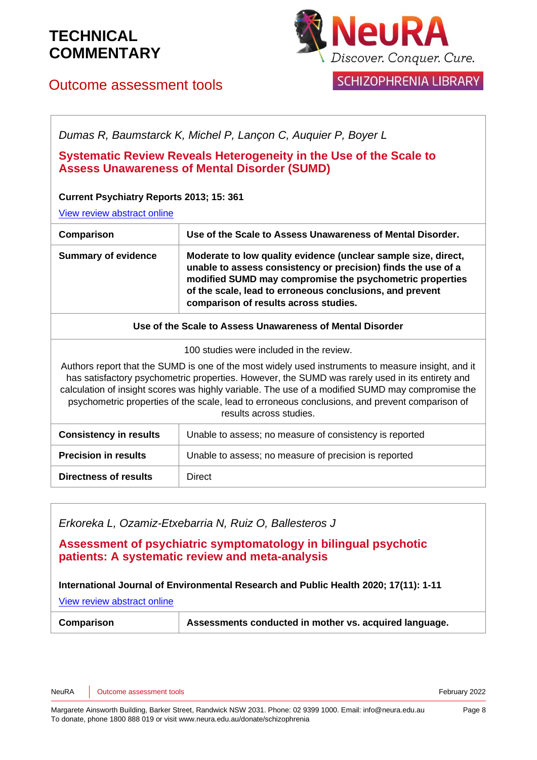*Dumas R, Baumstarck K, Michel P, Lançon C, Auquier P, Boyer L*

**Systematic Review Reveals Heterogeneity in the Use of the Scale to Assess Unawareness of Mental Disorder (SUMD)**

**Current Psychiatry Reports 2013; 15: 361**

View review abstract online

| **Comparison** | **Use of the Scale to Assess Unawareness of Mental Disorder.** |
|---|---|
| **Summary of evidence** | **Moderate to low quality evidence (unclear sample size, direct, unable to assess consistency or precision) finds the use of a modified SUMD may compromise the psychometric properties of the scale, lead to erroneous conclusions, and prevent comparison of results across studies.** |
| **Use of the Scale to Assess Unawareness of Mental Disorder** | |
| 100 studies were included in the review.<br><br>Authors report that the SUMD is one of the most widely used instruments to measure insight, and it has satisfactory psychometric properties. However, the SUMD was rarely used in its entirety and calculation of insight scores was highly variable. The use of a modified SUMD may compromise the psychometric properties of the scale, lead to erroneous conclusions, and prevent comparison of results across studies. | |
| **Consistency in results** | Unable to assess; no measure of consistency is reported |
| **Precision in results** | Unable to assess; no measure of precision is reported |
| **Directness of results** | Direct |

*Erkoreka L, Ozamiz-Etxebarria N, Ruiz O, Ballesteros J*

**Assessment of psychiatric symptomatology in bilingual psychotic patients: A systematic review and meta-analysis**

**International Journal of Environmental Research and Public Health 2020; 17(11): 1-11**

View review abstract online

| **Comparison** | **Assessments conducted in mother vs. acquired language.** |
|---|---|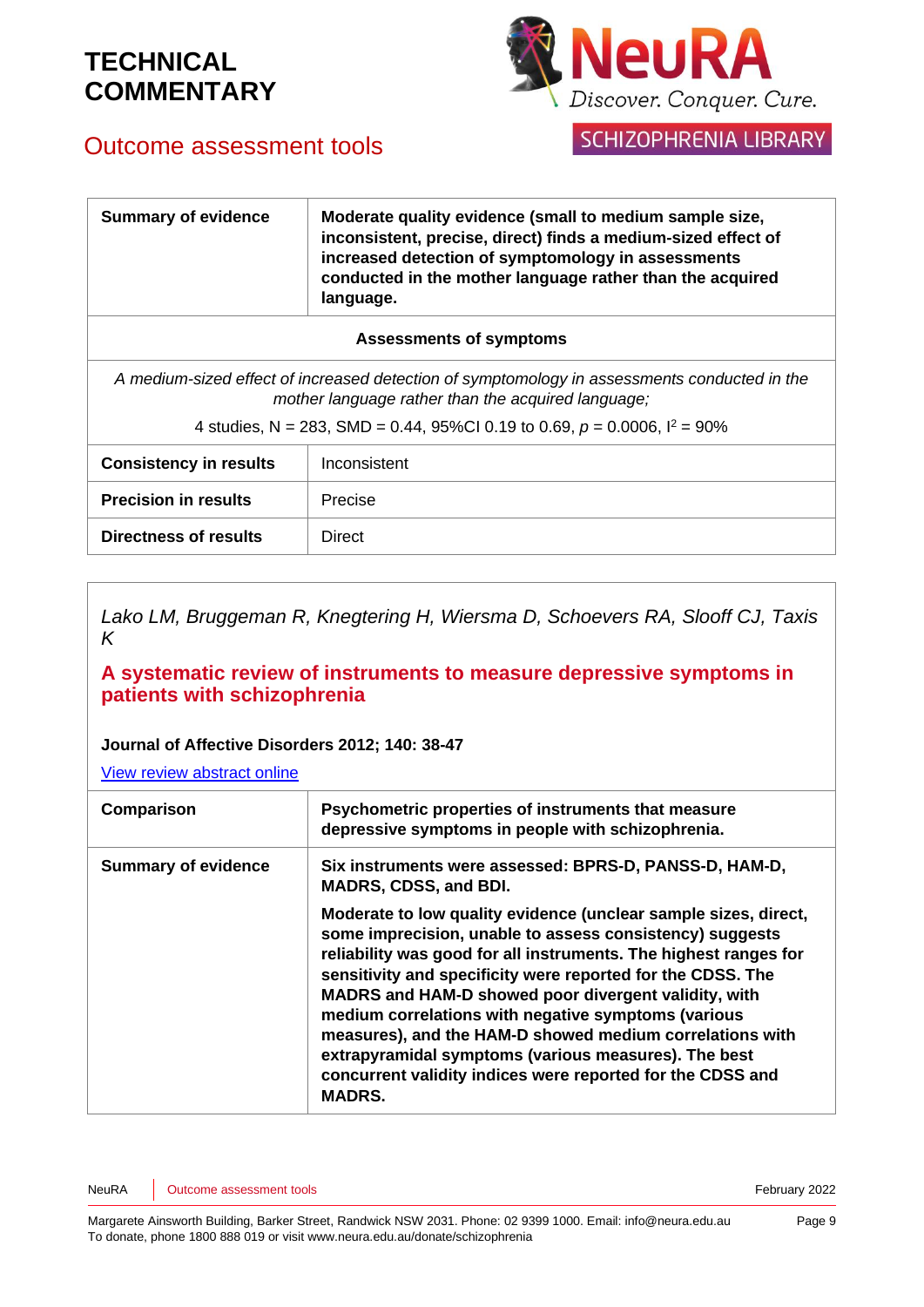| Summary of evidence | **Moderate quality evidence (small to medium sample size, inconsistent, precise, direct) finds a medium-sized effect of increased detection of symptomology in assessments conducted in the mother language rather than the acquired language.** |
| --- | --- |
| **Assessments of symptoms** | |
| *A medium-sized effect of increased detection of symptomology in assessments conducted in the mother language rather than the acquired language;* 4 studies, N = 283, SMD = 0.44, 95%CI 0.19 to 0.69, $p$ = 0.0006, $I^2$ = 90% | |
| **Consistency in results** | Inconsistent |
| **Precision in results** | Precise |
| **Directness of results** | Direct |

*Lako LM, Bruggeman R, Knegtering H, Wiersma D, Schoevers RA, Slooff CJ, Taxis K*

## A systematic review of instruments to measure depressive symptoms in patients with schizophrenia

**Journal of Affective Disorders 2012; 140: 38-47**

View review abstract online

| Comparison | **Psychometric properties of instruments that measure depressive symptoms in people with schizophrenia.** |
| --- | --- |
| **Summary of evidence** | **Six instruments were assessed: BPRS-D, PANSS-D, HAM-D, MADRS, CDSS, and BDI.** **Moderate to low quality evidence (unclear sample sizes, direct, some imprecision, unable to assess consistency) suggests reliability was good for all instruments. The highest ranges for sensitivity and specificity were reported for the CDSS. The MADRS and HAM-D showed poor divergent validity, with medium correlations with negative symptoms (various measures), and the HAM-D showed medium correlations with extrapyramidal symptoms (various measures). The best concurrent validity indices were reported for the CDSS and MADRS.** |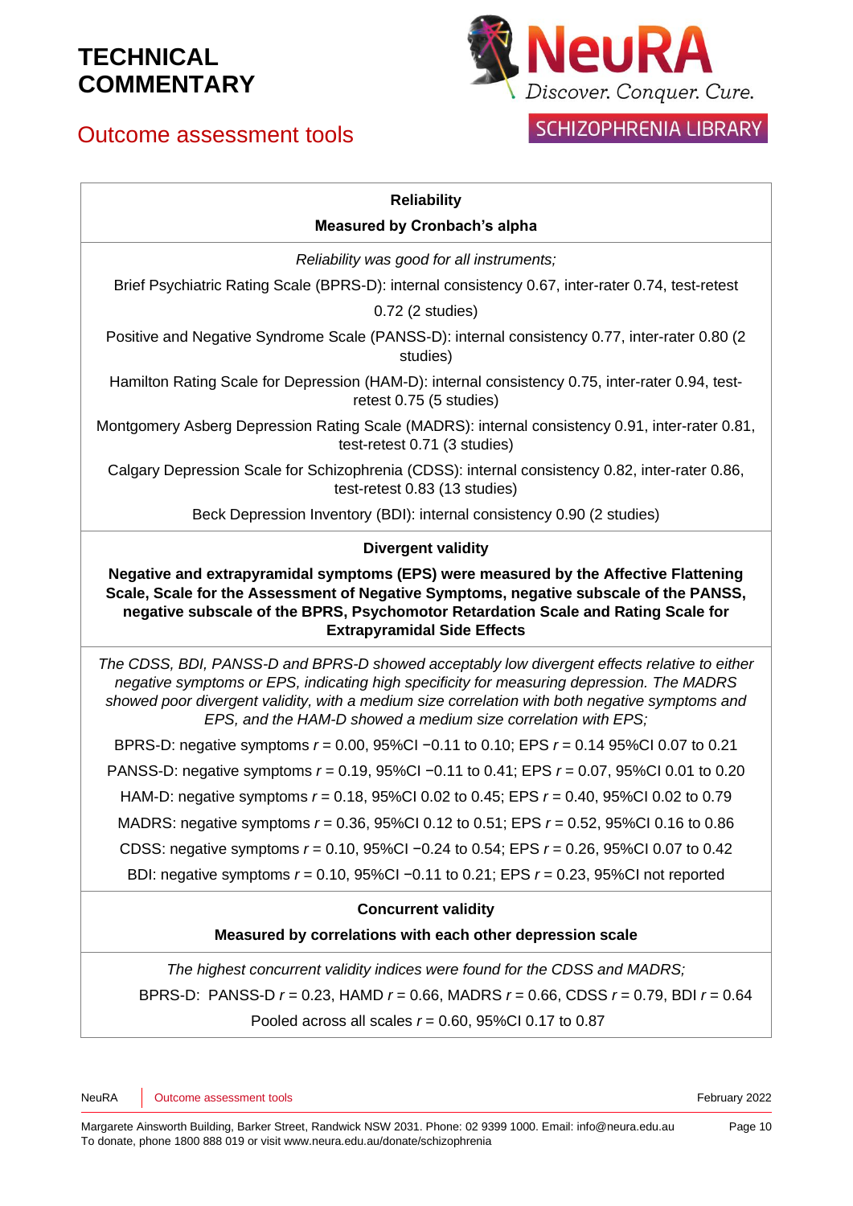| **Reliability**<br>**Measured by Cronbach's alpha** |
|---|
| *Reliability was good for all instruments;*<br>Brief Psychiatric Rating Scale (BPRS-D): internal consistency 0.67, inter-rater 0.74, test-retest 0.72 (2 studies)<br>Positive and Negative Syndrome Scale (PANSS-D): internal consistency 0.77, inter-rater 0.80 (2 studies)<br>Hamilton Rating Scale for Depression (HAM-D): internal consistency 0.75, inter-rater 0.94, test-retest 0.75 (5 studies)<br>Montgomery Asberg Depression Rating Scale (MADRS): internal consistency 0.91, inter-rater 0.81, test-retest 0.71 (3 studies)<br>Calgary Depression Scale for Schizophrenia (CDSS): internal consistency 0.82, inter-rater 0.86, test-retest 0.83 (13 studies)<br>Beck Depression Inventory (BDI): internal consistency 0.90 (2 studies) |
| **Divergent validity**<br>**Negative and extrapyramidal symptoms (EPS) were measured by the Affective Flattening Scale, Scale for the Assessment of Negative Symptoms, negative subscale of the PANSS, negative subscale of the BPRS, Psychomotor Retardation Scale and Rating Scale for Extrapyramidal Side Effects** |
| *The CDSS, BDI, PANSS-D and BPRS-D showed acceptably low divergent effects relative to either negative symptoms or EPS, indicating high specificity for measuring depression. The MADRS showed poor divergent validity, with a medium size correlation with both negative symptoms and EPS, and the HAM-D showed a medium size correlation with EPS;*<br>BPRS-D: negative symptoms $r$ = 0.00, 95%CI −0.11 to 0.10; EPS $r$ = 0.14 95%CI 0.07 to 0.21<br>PANSS-D: negative symptoms $r$ = 0.19, 95%CI −0.11 to 0.41; EPS $r$ = 0.07, 95%CI 0.01 to 0.20<br>HAM-D: negative symptoms $r$ = 0.18, 95%CI 0.02 to 0.45; EPS $r$ = 0.40, 95%CI 0.02 to 0.79<br>MADRS: negative symptoms $r$ = 0.36, 95%CI 0.12 to 0.51; EPS $r$ = 0.52, 95%CI 0.16 to 0.86<br>CDSS: negative symptoms $r$ = 0.10, 95%CI −0.24 to 0.54; EPS $r$ = 0.26, 95%CI 0.07 to 0.42<br>BDI: negative symptoms $r$ = 0.10, 95%CI −0.11 to 0.21; EPS $r$ = 0.23, 95%CI not reported |
| **Concurrent validity**<br>**Measured by correlations with each other depression scale** |
| *The highest concurrent validity indices were found for the CDSS and MADRS;*<br>BPRS-D: PANSS-D $r$ = 0.23, HAMD $r$ = 0.66, MADRS $r$ = 0.66, CDSS $r$ = 0.79, BDI $r$ = 0.64<br>Pooled across all scales $r$ = 0.60, 95%CI 0.17 to 0.87 |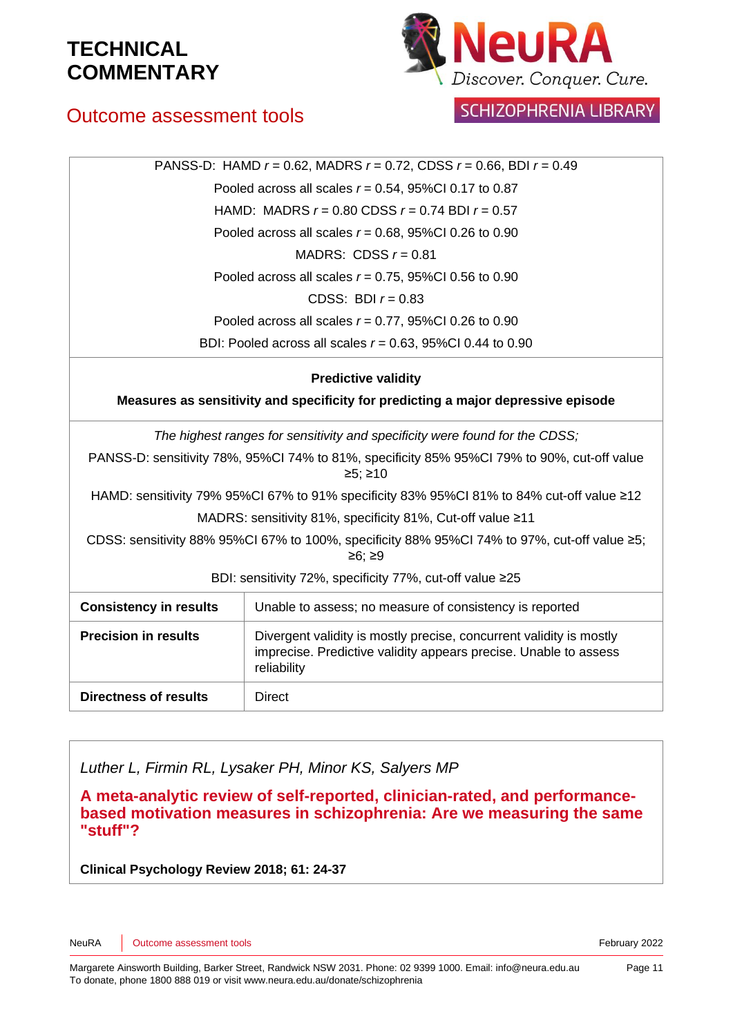| | |
|---|---|
| PANSS-D: HAMD $r$ = 0.62, MADRS $r$ = 0.72, CDSS $r$ = 0.66, BDI $r$ = 0.49<br>Pooled across all scales $r$ = 0.54, 95%CI 0.17 to 0.87<br>HAMD: MADRS $r$ = 0.80 CDSS $r$ = 0.74 BDI $r$ = 0.57<br>Pooled across all scales $r$ = 0.68, 95%CI 0.26 to 0.90<br>MADRS: CDSS $r$ = 0.81<br>Pooled across all scales $r$ = 0.75, 95%CI 0.56 to 0.90<br>CDSS: BDI $r$ = 0.83<br>Pooled across all scales $r$ = 0.77, 95%CI 0.26 to 0.90<br>BDI: Pooled across all scales $r$ = 0.63, 95%CI 0.44 to 0.90 | |
| **Predictive validity**<br>**Measures as sensitivity and specificity for predicting a major depressive episode** | |
| *The highest ranges for sensitivity and specificity were found for the CDSS;*<br>PANSS-D: sensitivity 78%, 95%CI 74% to 81%, specificity 85% 95%CI 79% to 90%, cut-off value ≥5; ≥10<br>HAMD: sensitivity 79% 95%CI 67% to 91% specificity 83% 95%CI 81% to 84% cut-off value ≥12<br>MADRS: sensitivity 81%, specificity 81%, Cut-off value ≥11<br>CDSS: sensitivity 88% 95%CI 67% to 100%, specificity 88% 95%CI 74% to 97%, cut-off value ≥5; ≥6; ≥9<br>BDI: sensitivity 72%, specificity 77%, cut-off value ≥25 | |
| **Consistency in results** | Unable to assess; no measure of consistency is reported |
| **Precision in results** | Divergent validity is mostly precise, concurrent validity is mostly imprecise. Predictive validity appears precise. Unable to assess reliability |
| **Directness of results** | Direct |

*Luther L, Firmin RL, Lysaker PH, Minor KS, Salyers MP*

**A meta-analytic review of self-reported, clinician-rated, and performance-based motivation measures in schizophrenia: Are we measuring the same "stuff"?**

**Clinical Psychology Review 2018; 61: 24-37**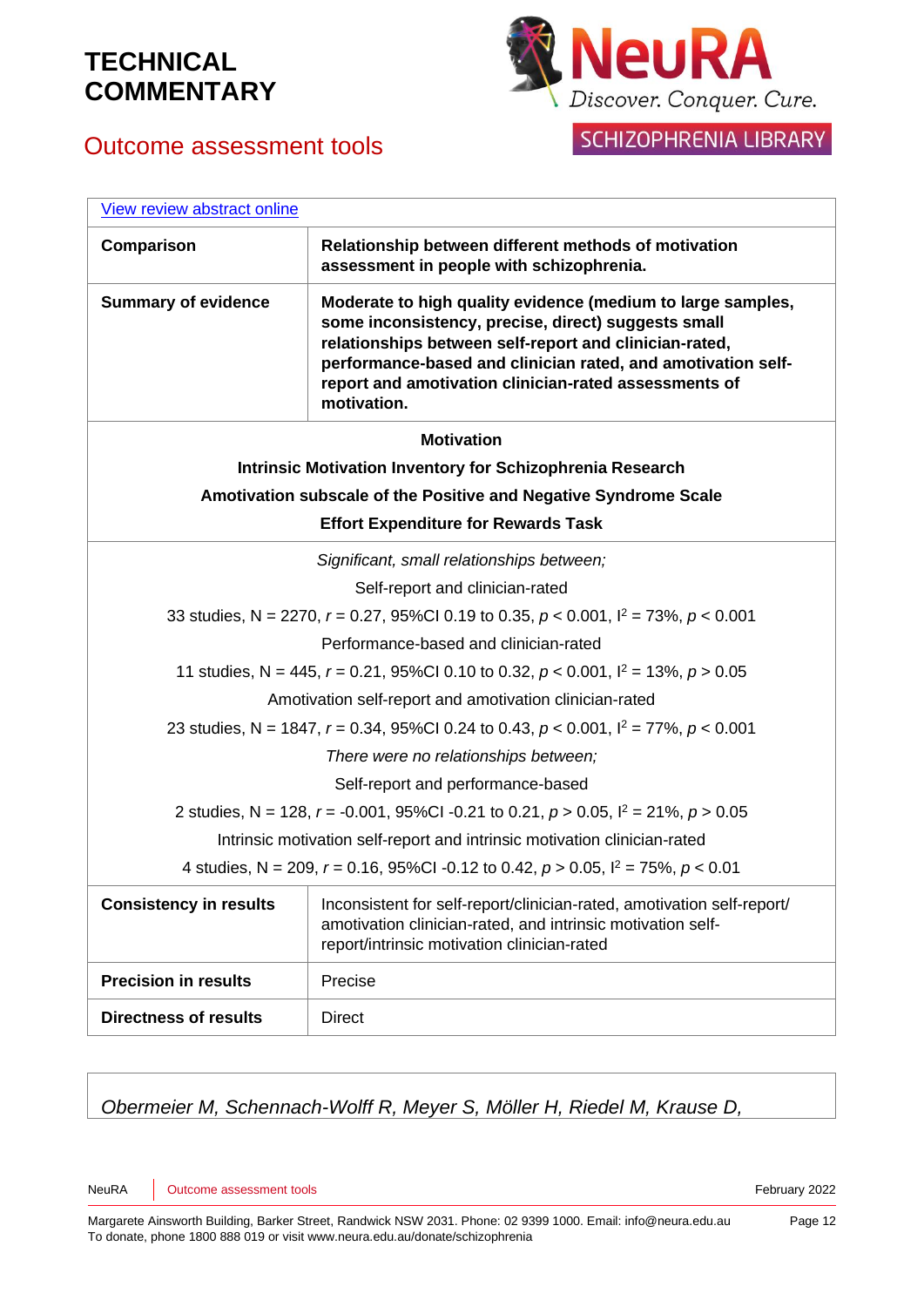| [View review abstract online](#) | |
|---|---|
| **Comparison** | **Relationship between different methods of motivation assessment in people with schizophrenia.** |
| **Summary of evidence** | **Moderate to high quality evidence (medium to large samples, some inconsistency, precise, direct) suggests small relationships between self-report and clinician-rated, performance-based and clinician rated, and amotivation self-report and amotivation clinician-rated assessments of motivation.** |
| **Motivation**<br>**Intrinsic Motivation Inventory for Schizophrenia Research**<br>**Amotivation subscale of the Positive and Negative Syndrome Scale**<br>**Effort Expenditure for Rewards Task** | |
| *Significant, small relationships between;*<br>Self-report and clinician-rated<br>33 studies, N = 2270, $r$ = 0.27, 95%CI 0.19 to 0.35, $p < 0.001$, $I^2$ = 73%, $p < 0.001$<br>Performance-based and clinician-rated<br>11 studies, N = 445, $r$ = 0.21, 95%CI 0.10 to 0.32, $p < 0.001$, $I^2$ = 13%, $p > 0.05$<br>Amotivation self-report and amotivation clinician-rated<br>23 studies, N = 1847, $r$ = 0.34, 95%CI 0.24 to 0.43, $p < 0.001$, $I^2$ = 77%, $p < 0.001$<br>*There were no relationships between;*<br>Self-report and performance-based<br>2 studies, N = 128, $r$ = -0.001, 95%CI -0.21 to 0.21, $p > 0.05$, $I^2$ = 21%, $p > 0.05$<br>Intrinsic motivation self-report and intrinsic motivation clinician-rated<br>4 studies, N = 209, $r$ = 0.16, 95%CI -0.12 to 0.42, $p > 0.05$, $I^2$ = 75%, $p < 0.01$ | |
| **Consistency in results** | Inconsistent for self-report/clinician-rated, amotivation self-report/ amotivation clinician-rated, and intrinsic motivation self-report/intrinsic motivation clinician-rated |
| **Precision in results** | Precise |
| **Directness of results** | Direct |

*Obermeier M, Schennach-Wolff R, Meyer S, Möller H, Riedel M, Krause D,*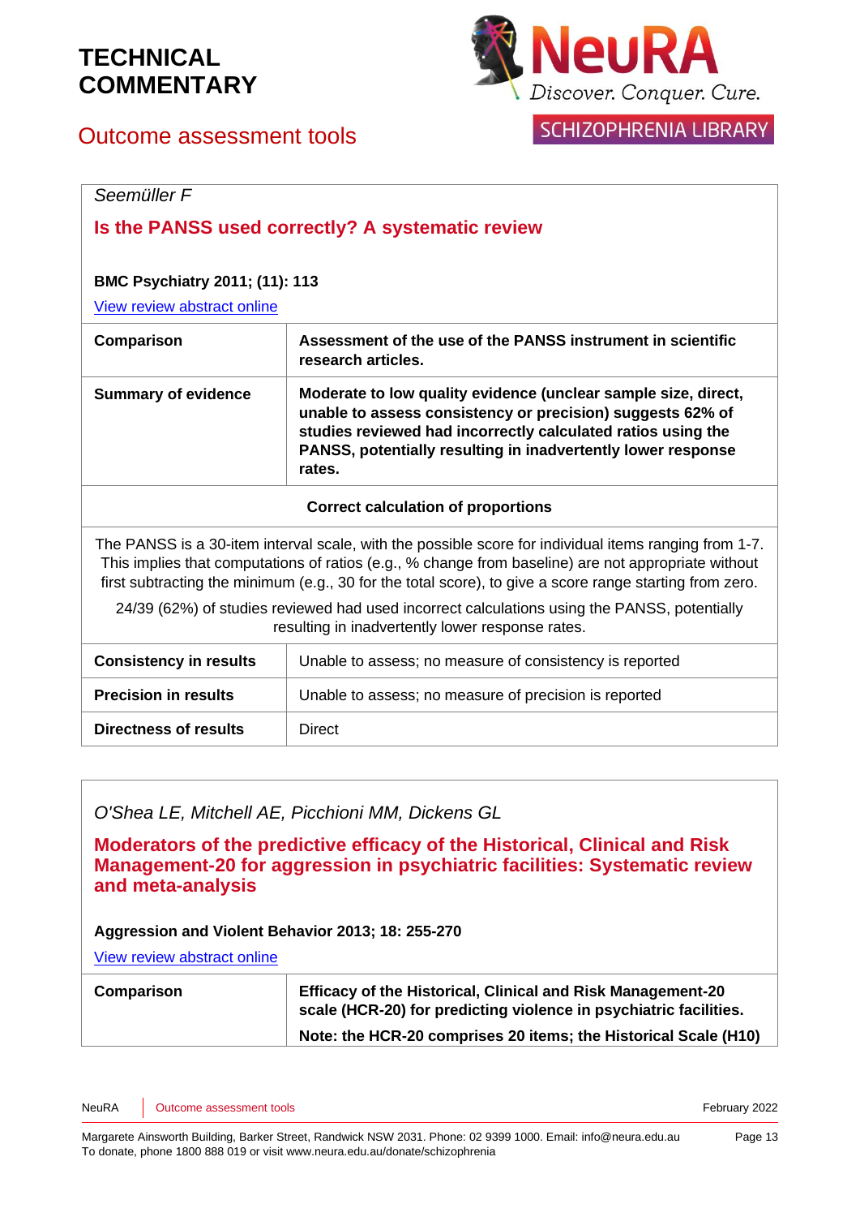*Seemüller F*

**Is the PANSS used correctly? A systematic review**

**BMC Psychiatry 2011; (11): 113**

View review abstract online

| | |
|---|---|
| **Comparison** | **Assessment of the use of the PANSS instrument in scientific research articles.** |
| **Summary of evidence** | **Moderate to low quality evidence (unclear sample size, direct, unable to assess consistency or precision) suggests 62% of studies reviewed had incorrectly calculated ratios using the PANSS, potentially resulting in inadvertently lower response rates.** |
| **Correct calculation of proportions** | |
| The PANSS is a 30-item interval scale, with the possible score for individual items ranging from 1-7. This implies that computations of ratios (e.g., % change from baseline) are not appropriate without first subtracting the minimum (e.g., 30 for the total score), to give a score range starting from zero. 24/39 (62%) of studies reviewed had used incorrect calculations using the PANSS, potentially resulting in inadvertently lower response rates. | |
| **Consistency in results** | Unable to assess; no measure of consistency is reported |
| **Precision in results** | Unable to assess; no measure of precision is reported |
| **Directness of results** | Direct |

*O'Shea LE, Mitchell AE, Picchioni MM, Dickens GL*

**Moderators of the predictive efficacy of the Historical, Clinical and Risk Management-20 for aggression in psychiatric facilities: Systematic review and meta-analysis**

**Aggression and Violent Behavior 2013; 18: 255-270**

View review abstract online

| | |
|---|---|
| **Comparison** | **Efficacy of the Historical, Clinical and Risk Management-20 scale (HCR-20) for predicting violence in psychiatric facilities.** <br> **Note: the HCR-20 comprises 20 items; the Historical Scale (H10)** |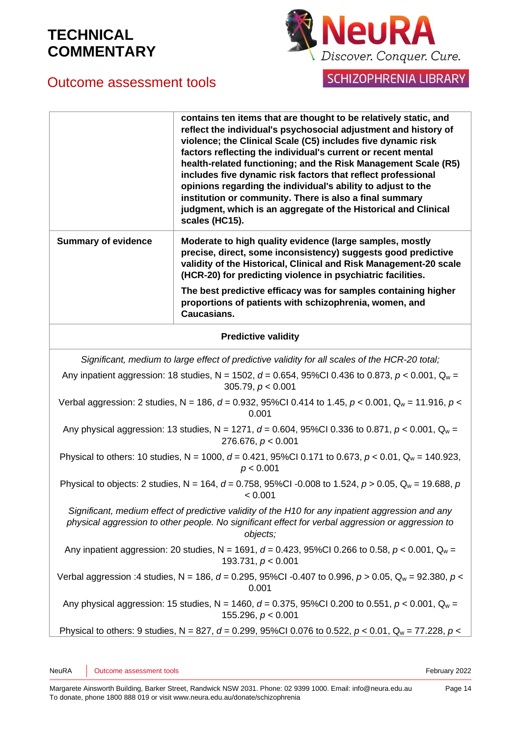| | |
|---|---|
| | **contains ten items that are thought to be relatively static, and reflect the individual's psychosocial adjustment and history of violence; the Clinical Scale (C5) includes five dynamic risk factors reflecting the individual's current or recent mental health-related functioning; and the Risk Management Scale (R5) includes five dynamic risk factors that reflect professional opinions regarding the individual's ability to adjust to the institution or community. There is also a final summary judgment, which is an aggregate of the Historical and Clinical scales (HC15).** |
| **Summary of evidence** | **Moderate to high quality evidence (large samples, mostly precise, direct, some inconsistency) suggests good predictive validity of the Historical, Clinical and Risk Management-20 scale (HCR-20) for predicting violence in psychiatric facilities.** **The best predictive efficacy was for samples containing higher proportions of patients with schizophrenia, women, and Caucasians.** |

**Predictive validity**

*Significant, medium to large effect of predictive validity for all scales of the HCR-20 total;*

Any inpatient aggression: 18 studies, N = 1502, $d$ = 0.654, 95%CI 0.436 to 0.873, $p < 0.001$, $Q_w$ = 305.79, $p < 0.001$

Verbal aggression: 2 studies, N = 186, $d$ = 0.932, 95%CI 0.414 to 1.45, $p < 0.001$, $Q_w$ = 11.916, $p < 0.001$

Any physical aggression: 13 studies, N = 1271, $d$ = 0.604, 95%CI 0.336 to 0.871, $p < 0.001$, $Q_w$ = 276.676, $p < 0.001$

Physical to others: 10 studies, N = 1000, $d$ = 0.421, 95%CI 0.171 to 0.673, $p < 0.01$, $Q_w$ = 140.923, $p < 0.001$

Physical to objects: 2 studies, N = 164, $d$ = 0.758, 95%CI -0.008 to 1.524, $p > 0.05$, $Q_w$ = 19.688, $p < 0.001$

*Significant, medium effect of predictive validity of the H10 for any inpatient aggression and any physical aggression to other people. No significant effect for verbal aggression or aggression to objects;*

Any inpatient aggression: 20 studies, N = 1691, $d$ = 0.423, 95%CI 0.266 to 0.58, $p < 0.001$, $Q_w$ = 193.731, $p < 0.001$

Verbal aggression :4 studies, N = 186, $d$ = 0.295, 95%CI -0.407 to 0.996, $p > 0.05$, $Q_w$ = 92.380, $p < 0.001$

Any physical aggression: 15 studies, N = 1460, $d$ = 0.375, 95%CI 0.200 to 0.551, $p < 0.001$, $Q_w$ = 155.296, $p < 0.001$

Physical to others: 9 studies, N = 827, $d$ = 0.299, 95%CI 0.076 to 0.522, $p < 0.01$, $Q_w$ = 77.228, $p <$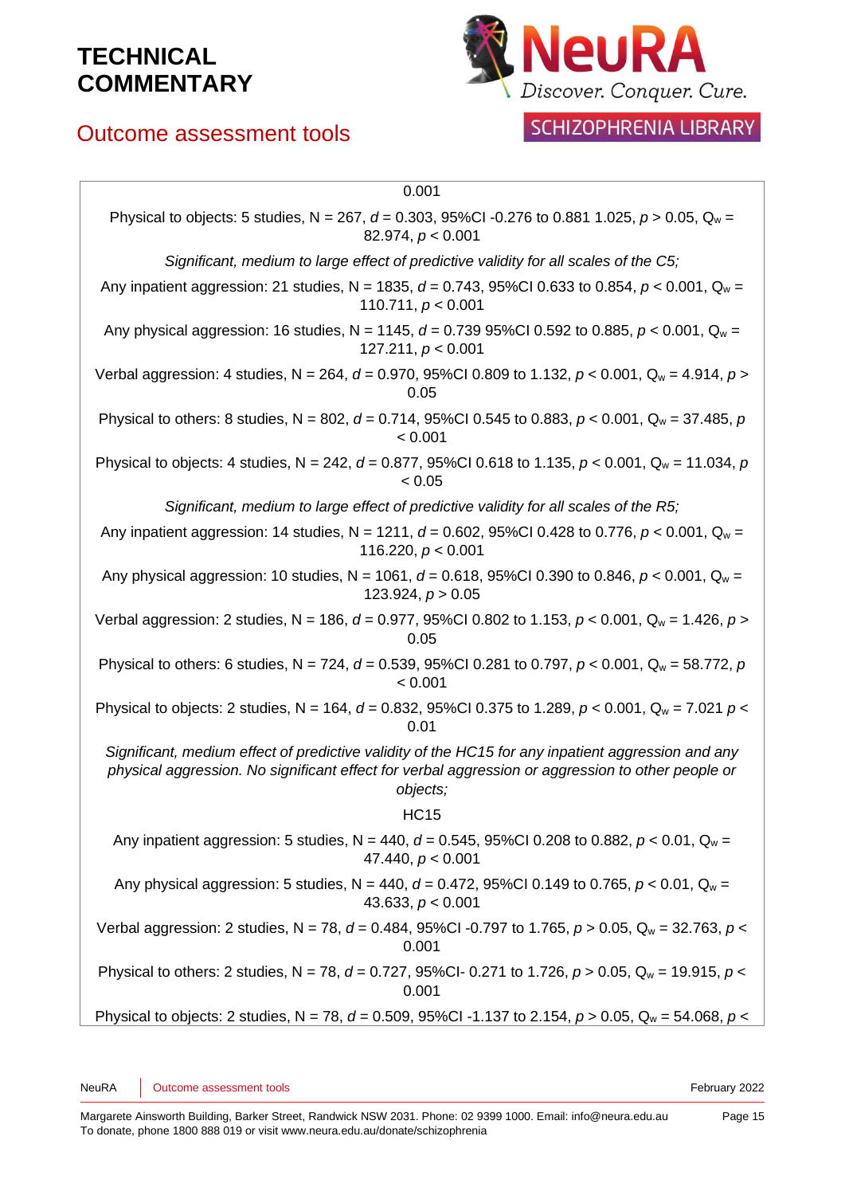0.001

Physical to objects: 5 studies, N = 267, *d* = 0.303, 95%CI -0.276 to 0.881 1.025, $p > 0.05$, $Q_w$ = 82.974, $p < 0.001$

*Significant, medium to large effect of predictive validity for all scales of the C5;*

Any inpatient aggression: 21 studies, N = 1835, *d* = 0.743, 95%CI 0.633 to 0.854, $p < 0.001$, $Q_w$ = 110.711, $p < 0.001$

Any physical aggression: 16 studies, N = 1145, *d* = 0.739 95%CI 0.592 to 0.885, $p < 0.001$, $Q_w$ = 127.211, $p < 0.001$

Verbal aggression: 4 studies, N = 264, *d* = 0.970, 95%CI 0.809 to 1.132, $p < 0.001$, $Q_w$ = 4.914, $p >$ 0.05

Physical to others: 8 studies, N = 802, *d* = 0.714, 95%CI 0.545 to 0.883, $p < 0.001$, $Q_w$ = 37.485, $p$ < 0.001

Physical to objects: 4 studies, N = 242, *d* = 0.877, 95%CI 0.618 to 1.135, $p < 0.001$, $Q_w$ = 11.034, $p$ < 0.05

*Significant, medium to large effect of predictive validity for all scales of the R5;*

Any inpatient aggression: 14 studies, N = 1211, *d* = 0.602, 95%CI 0.428 to 0.776, $p < 0.001$, $Q_w$ = 116.220, $p < 0.001$

Any physical aggression: 10 studies, N = 1061, *d* = 0.618, 95%CI 0.390 to 0.846, $p < 0.001$, $Q_w$ = 123.924, $p > 0.05$

Verbal aggression: 2 studies, N = 186, *d* = 0.977, 95%CI 0.802 to 1.153, $p < 0.001$, $Q_w$ = 1.426, $p >$ 0.05

Physical to others: 6 studies, N = 724, *d* = 0.539, 95%CI 0.281 to 0.797, $p < 0.001$, $Q_w$ = 58.772, $p$ < 0.001

Physical to objects: 2 studies, N = 164, *d* = 0.832, 95%CI 0.375 to 1.289, $p < 0.001$, $Q_w$ = 7.021 $p <$ 0.01

*Significant, medium effect of predictive validity of the HC15 for any inpatient aggression and any physical aggression. No significant effect for verbal aggression or aggression to other people or objects;*

HC15

Any inpatient aggression: 5 studies, N = 440, *d* = 0.545, 95%CI 0.208 to 0.882, $p < 0.01$, $Q_w$ = 47.440, $p < 0.001$

Any physical aggression: 5 studies, N = 440, *d* = 0.472, 95%CI 0.149 to 0.765, $p < 0.01$, $Q_w$ = 43.633, $p < 0.001$

Verbal aggression: 2 studies, N = 78, *d* = 0.484, 95%CI -0.797 to 1.765, $p > 0.05$, $Q_w$ = 32.763, $p <$ 0.001

Physical to others: 2 studies, N = 78, *d* = 0.727, 95%CI- 0.271 to 1.726, $p > 0.05$, $Q_w$ = 19.915, $p <$ 0.001

Physical to objects: 2 studies, N = 78, *d* = 0.509, 95%CI -1.137 to 2.154, $p > 0.05$, $Q_w$ = 54.068, $p <$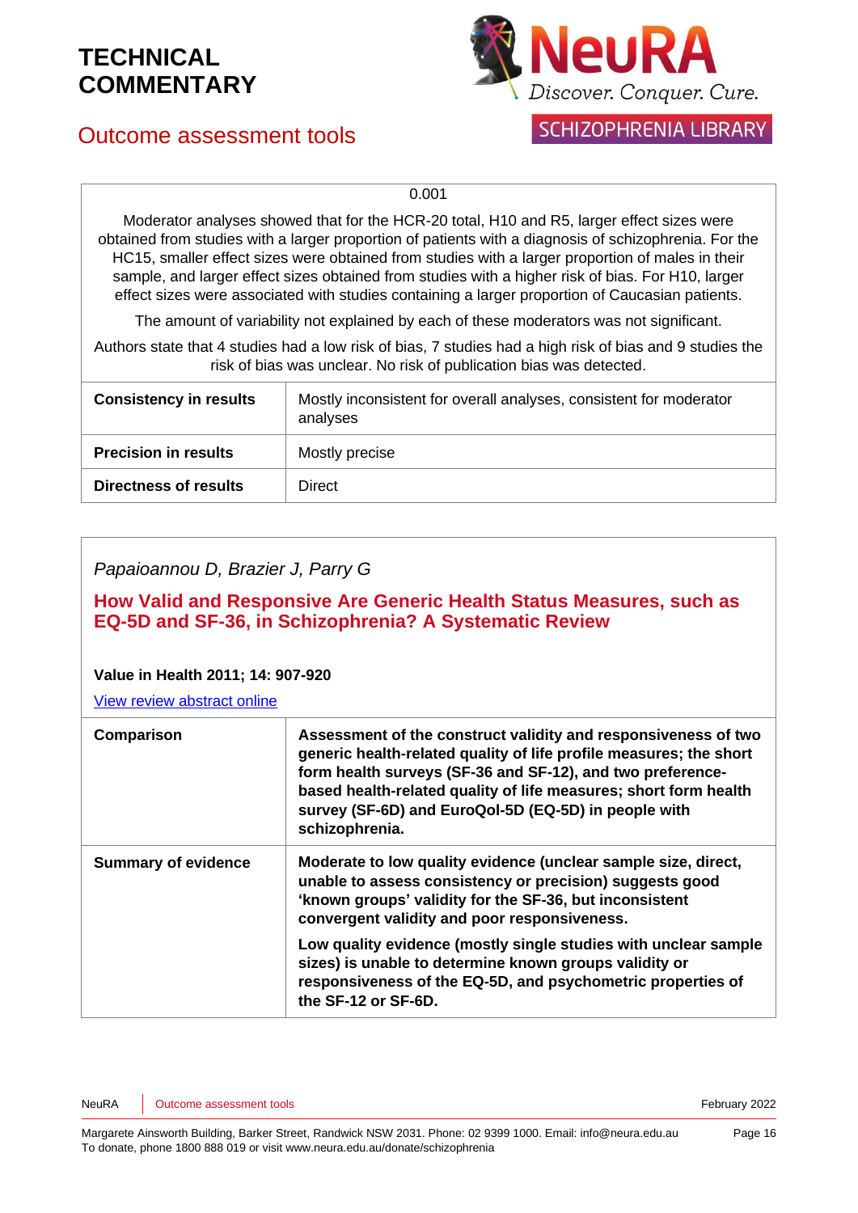| 0.001 |
|---|
| Moderator analyses showed that for the HCR-20 total, H10 and R5, larger effect sizes were obtained from studies with a larger proportion of patients with a diagnosis of schizophrenia. For the HC15, smaller effect sizes were obtained from studies with a larger proportion of males in their sample, and larger effect sizes obtained from studies with a higher risk of bias. For H10, larger effect sizes were associated with studies containing a larger proportion of Caucasian patients.<br><br>The amount of variability not explained by each of these moderators was not significant.<br><br>Authors state that 4 studies had a low risk of bias, 7 studies had a high risk of bias and 9 studies the risk of bias was unclear. No risk of publication bias was detected. |

| | |
|---|---|
| **Consistency in results** | Mostly inconsistent for overall analyses, consistent for moderator analyses |
| **Precision in results** | Mostly precise |
| **Directness of results** | Direct |

*Papaioannou D, Brazier J, Parry G*

## How Valid and Responsive Are Generic Health Status Measures, such as EQ-5D and SF-36, in Schizophrenia? A Systematic Review

**Value in Health 2011; 14: 907-920**

[View review abstract online]

| | |
|---|---|
| **Comparison** | **Assessment of the construct validity and responsiveness of two generic health-related quality of life profile measures; the short form health surveys (SF-36 and SF-12), and two preference-based health-related quality of life measures; short form health survey (SF-6D) and EuroQol-5D (EQ-5D) in people with schizophrenia.** |
| **Summary of evidence** | **Moderate to low quality evidence (unclear sample size, direct, unable to assess consistency or precision) suggests good 'known groups' validity for the SF-36, but inconsistent convergent validity and poor responsiveness.**<br><br>**Low quality evidence (mostly single studies with unclear sample sizes) is unable to determine known groups validity or responsiveness of the EQ-5D, and psychometric properties of the SF-12 or SF-6D.** |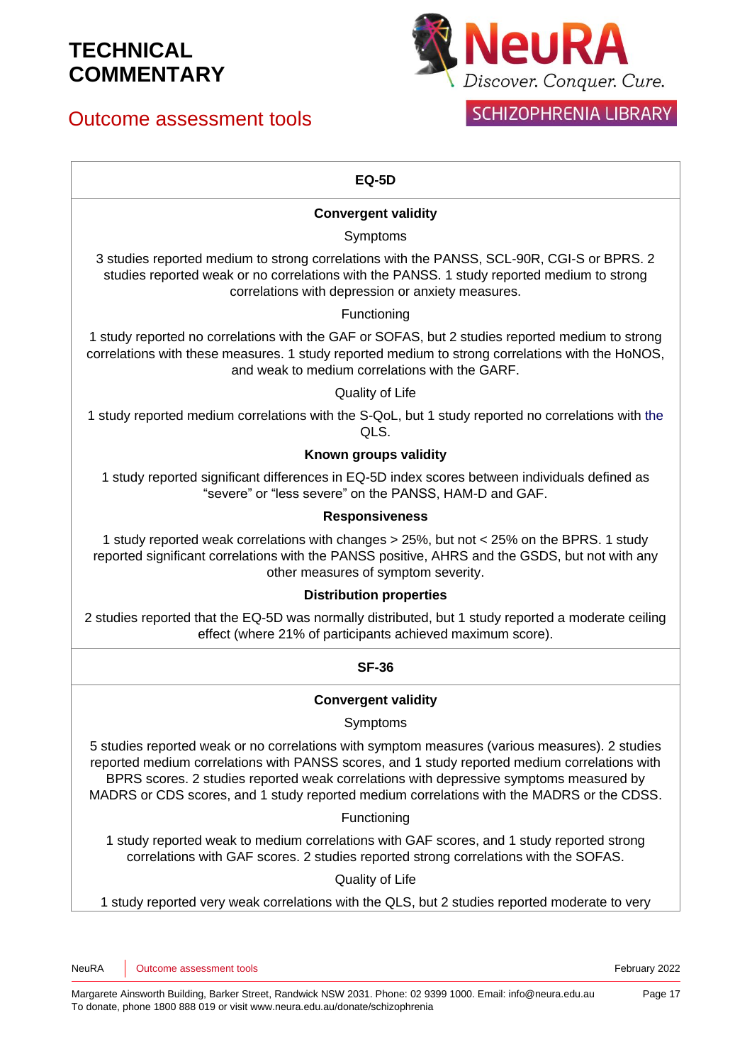# TECHNICAL COMMENTARY

## Outcome assessment tools

### EQ-5D

**Convergent validity**

Symptoms

3 studies reported medium to strong correlations with the PANSS, SCL-90R, CGI-S or BPRS. 2 studies reported weak or no correlations with the PANSS. 1 study reported medium to strong correlations with depression or anxiety measures.

Functioning

1 study reported no correlations with the GAF or SOFAS, but 2 studies reported medium to strong correlations with these measures. 1 study reported medium to strong correlations with the HoNOS, and weak to medium correlations with the GARF.

Quality of Life

1 study reported medium correlations with the S-QoL, but 1 study reported no correlations with the QLS.

**Known groups validity**

1 study reported significant differences in EQ-5D index scores between individuals defined as "severe" or "less severe" on the PANSS, HAM-D and GAF.

**Responsiveness**

1 study reported weak correlations with changes > 25%, but not < 25% on the BPRS. 1 study reported significant correlations with the PANSS positive, AHRS and the GSDS, but not with any other measures of symptom severity.

**Distribution properties**

2 studies reported that the EQ-5D was normally distributed, but 1 study reported a moderate ceiling effect (where 21% of participants achieved maximum score).

### SF-36

**Convergent validity**

Symptoms

5 studies reported weak or no correlations with symptom measures (various measures). 2 studies reported medium correlations with PANSS scores, and 1 study reported medium correlations with BPRS scores. 2 studies reported weak correlations with depressive symptoms measured by MADRS or CDS scores, and 1 study reported medium correlations with the MADRS or the CDSS.

Functioning

1 study reported weak to medium correlations with GAF scores, and 1 study reported strong correlations with GAF scores. 2 studies reported strong correlations with the SOFAS.

Quality of Life

1 study reported very weak correlations with the QLS, but 2 studies reported moderate to very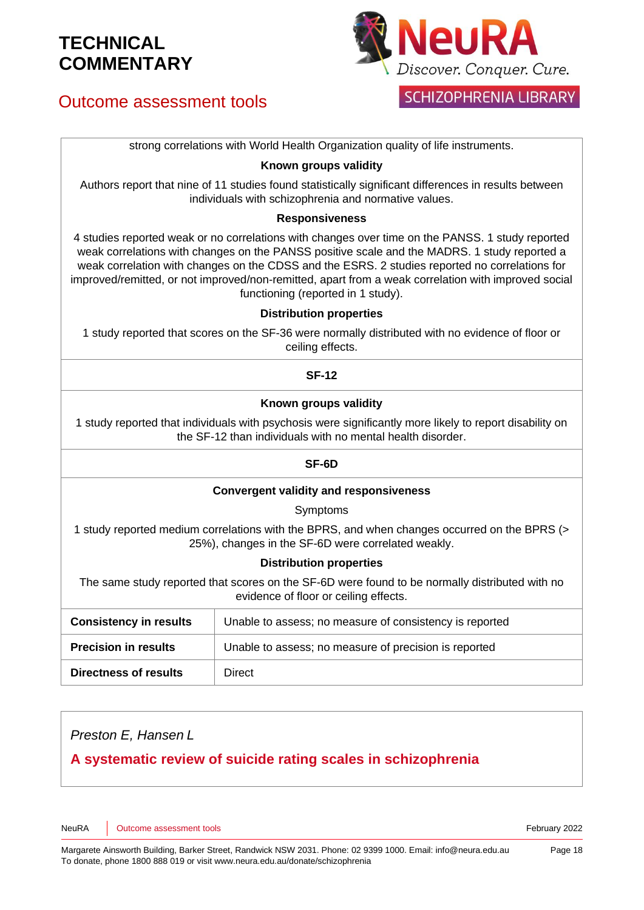strong correlations with World Health Organization quality of life instruments.

**Known groups validity**

Authors report that nine of 11 studies found statistically significant differences in results between individuals with schizophrenia and normative values.

**Responsiveness**

4 studies reported weak or no correlations with changes over time on the PANSS. 1 study reported weak correlations with changes on the PANSS positive scale and the MADRS. 1 study reported a weak correlation with changes on the CDSS and the ESRS. 2 studies reported no correlations for improved/remitted, or not improved/non-remitted, apart from a weak correlation with improved social functioning (reported in 1 study).

**Distribution properties**

1 study reported that scores on the SF-36 were normally distributed with no evidence of floor or ceiling effects.

**SF-12**

**Known groups validity**

1 study reported that individuals with psychosis were significantly more likely to report disability on the SF-12 than individuals with no mental health disorder.

**SF-6D**

**Convergent validity and responsiveness**

Symptoms

1 study reported medium correlations with the BPRS, and when changes occurred on the BPRS (> 25%), changes in the SF-6D were correlated weakly.

**Distribution properties**

The same study reported that scores on the SF-6D were found to be normally distributed with no evidence of floor or ceiling effects.

| | |
|---|---|
| **Consistency in results** | Unable to assess; no measure of consistency is reported |
| **Precision in results** | Unable to assess; no measure of precision is reported |
| **Directness of results** | Direct |

*Preston E, Hansen L*

## A systematic review of suicide rating scales in schizophrenia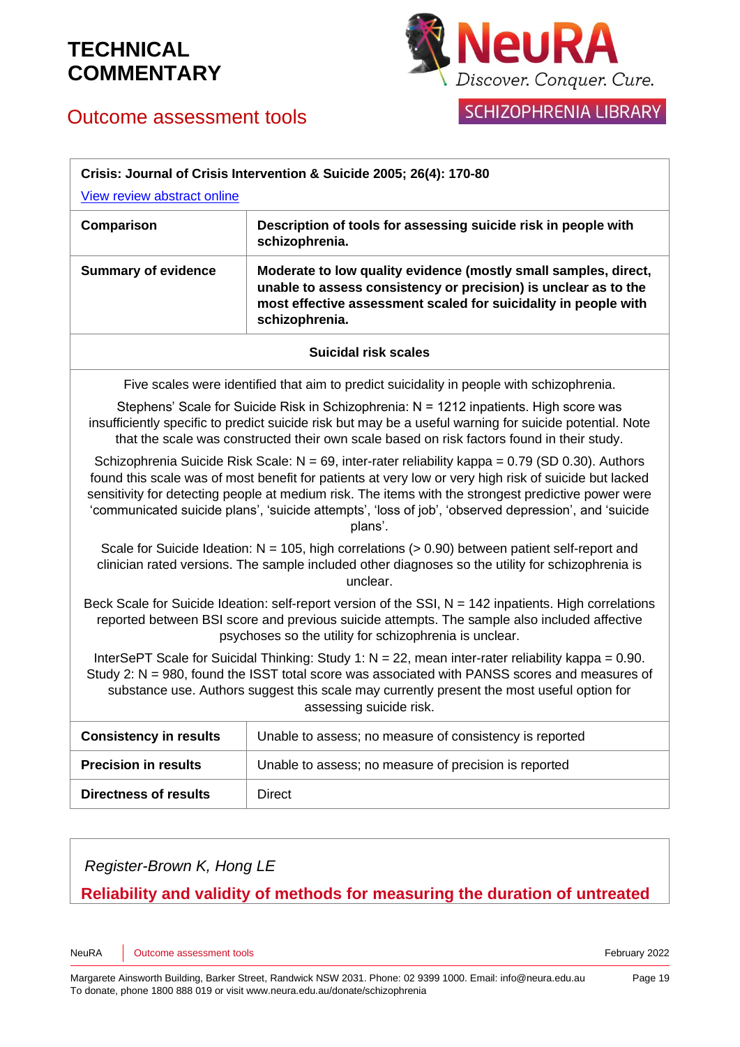| Crisis: Journal of Crisis Intervention & Suicide 2005; 26(4): 170-80<br>View review abstract online | |
|---|---|
| **Comparison** | **Description of tools for assessing suicide risk in people with schizophrenia.** |
| **Summary of evidence** | **Moderate to low quality evidence (mostly small samples, direct, unable to assess consistency or precision) is unclear as to the most effective assessment scaled for suicidality in people with schizophrenia.** |
| **Suicidal risk scales** | |
| Five scales were identified that aim to predict suicidality in people with schizophrenia.<br><br>Stephens' Scale for Suicide Risk in Schizophrenia: N = 1212 inpatients. High score was insufficiently specific to predict suicide risk but may be a useful warning for suicide potential. Note that the scale was constructed their own scale based on risk factors found in their study.<br><br>Schizophrenia Suicide Risk Scale: N = 69, inter-rater reliability kappa = 0.79 (SD 0.30). Authors found this scale was of most benefit for patients at very low or very high risk of suicide but lacked sensitivity for detecting people at medium risk. The items with the strongest predictive power were 'communicated suicide plans', 'suicide attempts', 'loss of job', 'observed depression', and 'suicide plans'.<br><br>Scale for Suicide Ideation: N = 105, high correlations (> 0.90) between patient self-report and clinician rated versions. The sample included other diagnoses so the utility for schizophrenia is unclear.<br><br>Beck Scale for Suicide Ideation: self-report version of the SSI, N = 142 inpatients. High correlations reported between BSI score and previous suicide attempts. The sample also included affective psychoses so the utility for schizophrenia is unclear.<br><br>InterSePT Scale for Suicidal Thinking: Study 1: N = 22, mean inter-rater reliability kappa = 0.90. Study 2: N = 980, found the ISST total score was associated with PANSS scores and measures of substance use. Authors suggest this scale may currently present the most useful option for assessing suicide risk. | |
| **Consistency in results** | Unable to assess; no measure of consistency is reported |
| **Precision in results** | Unable to assess; no measure of precision is reported |
| **Directness of results** | Direct |

*Register-Brown K, Hong LE*

**Reliability and validity of methods for measuring the duration of untreated**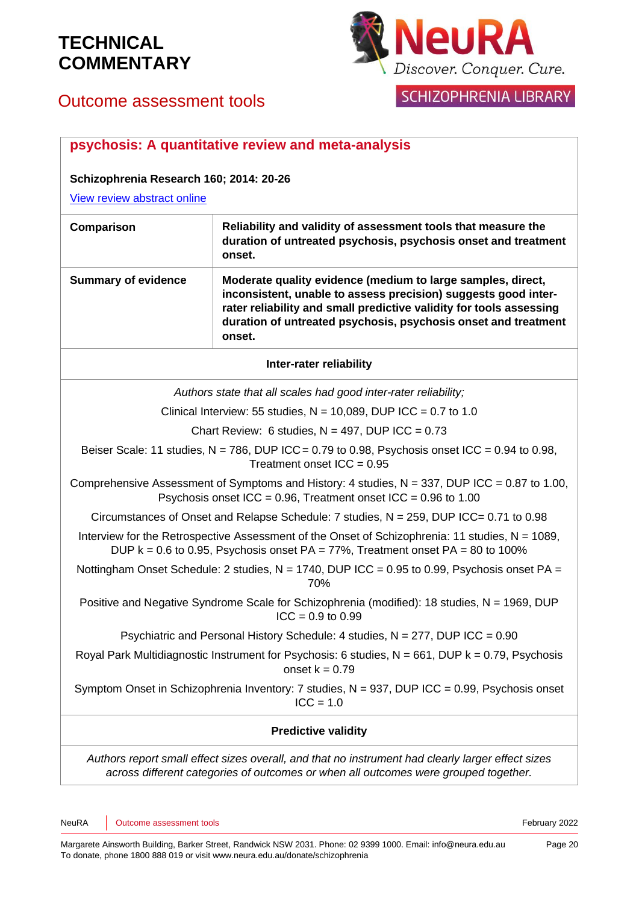**psychosis: A quantitative review and meta-analysis**

**Schizophrenia Research 160; 2014: 20-26**

View review abstract online

| **Comparison** | **Reliability and validity of assessment tools that measure the duration of untreated psychosis, psychosis onset and treatment onset.** |
|---|---|
| **Summary of evidence** | **Moderate quality evidence (medium to large samples, direct, inconsistent, unable to assess precision) suggests good inter-rater reliability and small predictive validity for tools assessing duration of untreated psychosis, psychosis onset and treatment onset.** |

**Inter-rater reliability**

*Authors state that all scales had good inter-rater reliability;*

Clinical Interview: 55 studies, N = 10,089, DUP ICC = 0.7 to 1.0

Chart Review: 6 studies, N = 497, DUP ICC = 0.73

Beiser Scale: 11 studies, N = 786, DUP ICC = 0.79 to 0.98, Psychosis onset ICC = 0.94 to 0.98, Treatment onset ICC = 0.95

Comprehensive Assessment of Symptoms and History: 4 studies, N = 337, DUP ICC = 0.87 to 1.00, Psychosis onset ICC = 0.96, Treatment onset ICC = 0.96 to 1.00

Circumstances of Onset and Relapse Schedule: 7 studies, N = 259, DUP ICC= 0.71 to 0.98

Interview for the Retrospective Assessment of the Onset of Schizophrenia: 11 studies, N = 1089, DUP k = 0.6 to 0.95, Psychosis onset PA = 77%, Treatment onset PA = 80 to 100%

Nottingham Onset Schedule: 2 studies, N = 1740, DUP ICC = 0.95 to 0.99, Psychosis onset PA = 70%

Positive and Negative Syndrome Scale for Schizophrenia (modified): 18 studies, N = 1969, DUP ICC = 0.9 to 0.99

Psychiatric and Personal History Schedule: 4 studies, N = 277, DUP ICC = 0.90

Royal Park Multidiagnostic Instrument for Psychosis: 6 studies, N = 661, DUP k = 0.79, Psychosis onset k = 0.79

Symptom Onset in Schizophrenia Inventory: 7 studies, N = 937, DUP ICC = 0.99, Psychosis onset ICC = 1.0

**Predictive validity**

*Authors report small effect sizes overall, and that no instrument had clearly larger effect sizes across different categories of outcomes or when all outcomes were grouped together.*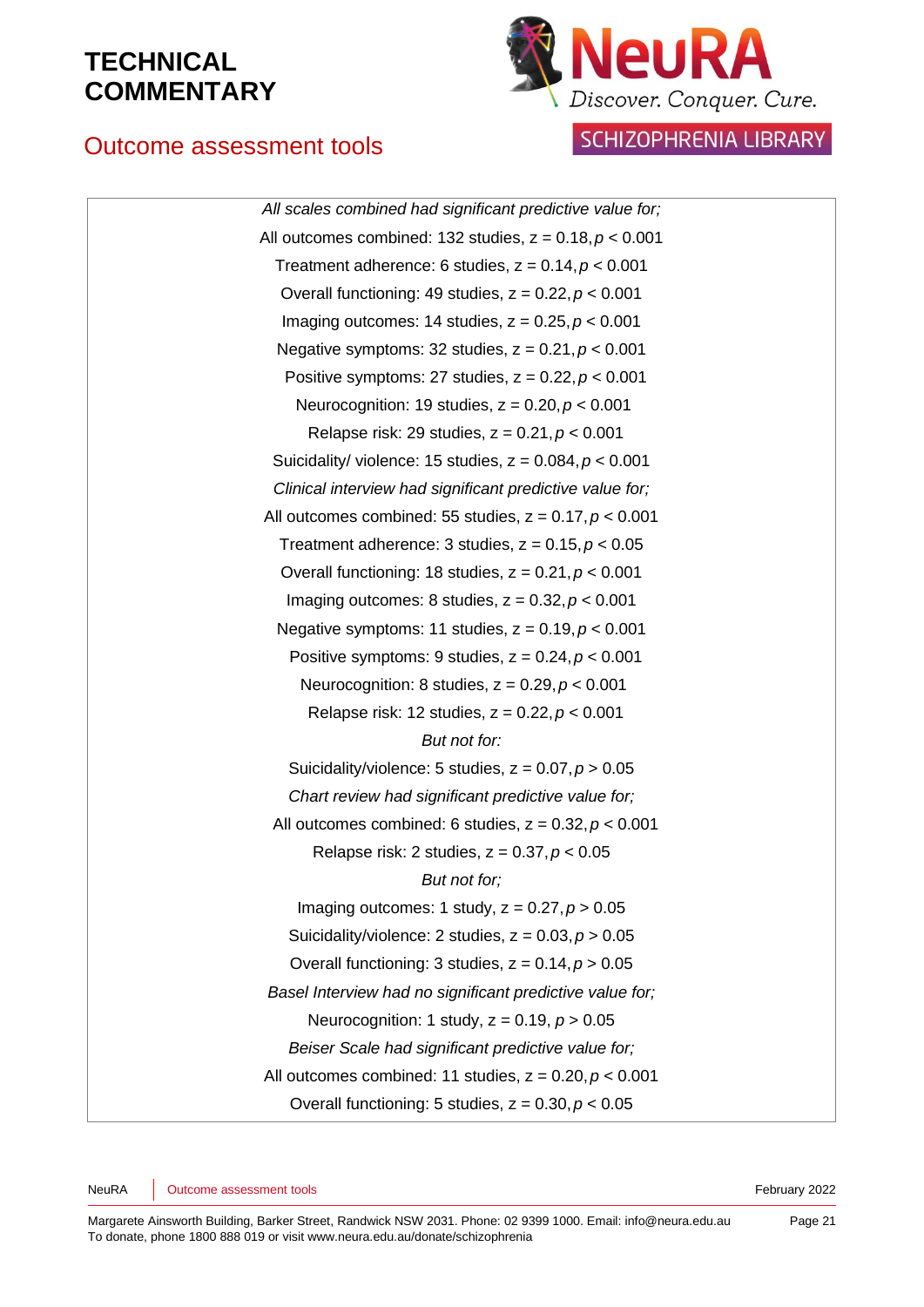*All scales combined had significant predictive value for;*

All outcomes combined: 132 studies, z = 0.18, $p < 0.001$

Treatment adherence: 6 studies, z = 0.14, $p < 0.001$

Overall functioning: 49 studies, z = 0.22, $p < 0.001$

Imaging outcomes: 14 studies, z = 0.25, $p < 0.001$

Negative symptoms: 32 studies, z = 0.21, $p < 0.001$

Positive symptoms: 27 studies, z = 0.22, $p < 0.001$

Neurocognition: 19 studies, z = 0.20, $p < 0.001$

Relapse risk: 29 studies, z = 0.21, $p < 0.001$

Suicidality/ violence: 15 studies, z = 0.084, $p < 0.001$

*Clinical interview had significant predictive value for;*

All outcomes combined: 55 studies, z = 0.17, $p < 0.001$

Treatment adherence: 3 studies, z = 0.15, $p < 0.05$

Overall functioning: 18 studies, z = 0.21, $p < 0.001$

Imaging outcomes: 8 studies, z = 0.32, $p < 0.001$

Negative symptoms: 11 studies, z = 0.19, $p < 0.001$

Positive symptoms: 9 studies, z = 0.24, $p < 0.001$

Neurocognition: 8 studies, z = 0.29, $p < 0.001$

Relapse risk: 12 studies, z = 0.22, $p < 0.001$

*But not for:*

Suicidality/violence: 5 studies, z = 0.07, $p > 0.05$

*Chart review had significant predictive value for;*

All outcomes combined: 6 studies, z = 0.32, $p < 0.001$

Relapse risk: 2 studies, z = 0.37, $p < 0.05$

*But not for;*

Imaging outcomes: 1 study, z = 0.27, $p > 0.05$

Suicidality/violence: 2 studies, z = 0.03, $p > 0.05$

Overall functioning: 3 studies, z = 0.14, $p > 0.05$

*Basel Interview had no significant predictive value for;*

Neurocognition: 1 study, z = 0.19, $p > 0.05$

*Beiser Scale had significant predictive value for;*

All outcomes combined: 11 studies, z = 0.20, $p < 0.001$

Overall functioning: 5 studies, z = 0.30, $p < 0.05$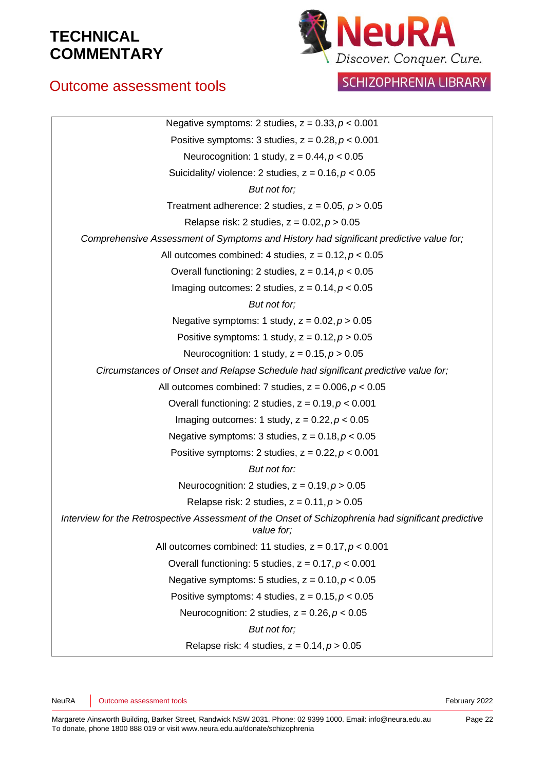Negative symptoms: 2 studies, z = 0.33, $p < 0.001$

Positive symptoms: 3 studies, z = 0.28, $p < 0.001$

Neurocognition: 1 study, z = 0.44, $p < 0.05$

Suicidality/ violence: 2 studies, z = 0.16, $p < 0.05$

*But not for;*

Treatment adherence: 2 studies, z = 0.05, $p > 0.05$

Relapse risk: 2 studies, z = 0.02, $p > 0.05$

*Comprehensive Assessment of Symptoms and History had significant predictive value for;*

All outcomes combined: 4 studies, z = 0.12, $p < 0.05$

Overall functioning: 2 studies, z = 0.14, $p < 0.05$

Imaging outcomes: 2 studies, z = 0.14, $p < 0.05$

*But not for;*

Negative symptoms: 1 study, z = 0.02, $p > 0.05$

Positive symptoms: 1 study, z = 0.12, $p > 0.05$

Neurocognition: 1 study, z = 0.15, $p > 0.05$

*Circumstances of Onset and Relapse Schedule had significant predictive value for;*

All outcomes combined: 7 studies, z = 0.006, $p < 0.05$

Overall functioning: 2 studies, z = 0.19, $p < 0.001$

Imaging outcomes: 1 study, z = 0.22, $p < 0.05$

Negative symptoms: 3 studies, z = 0.18, $p < 0.05$

Positive symptoms: 2 studies, z = 0.22, $p < 0.001$

*But not for:*

Neurocognition: 2 studies, z = 0.19, $p > 0.05$

Relapse risk: 2 studies, z = 0.11, $p > 0.05$

*Interview for the Retrospective Assessment of the Onset of Schizophrenia had significant predictive value for;*

All outcomes combined: 11 studies, z = 0.17, $p < 0.001$

Overall functioning: 5 studies, z = 0.17, $p < 0.001$

Negative symptoms: 5 studies, z = 0.10, $p < 0.05$

Positive symptoms: 4 studies, z = 0.15, $p < 0.05$

Neurocognition: 2 studies, z = 0.26, $p < 0.05$

*But not for;*

Relapse risk: 4 studies, z = 0.14, $p > 0.05$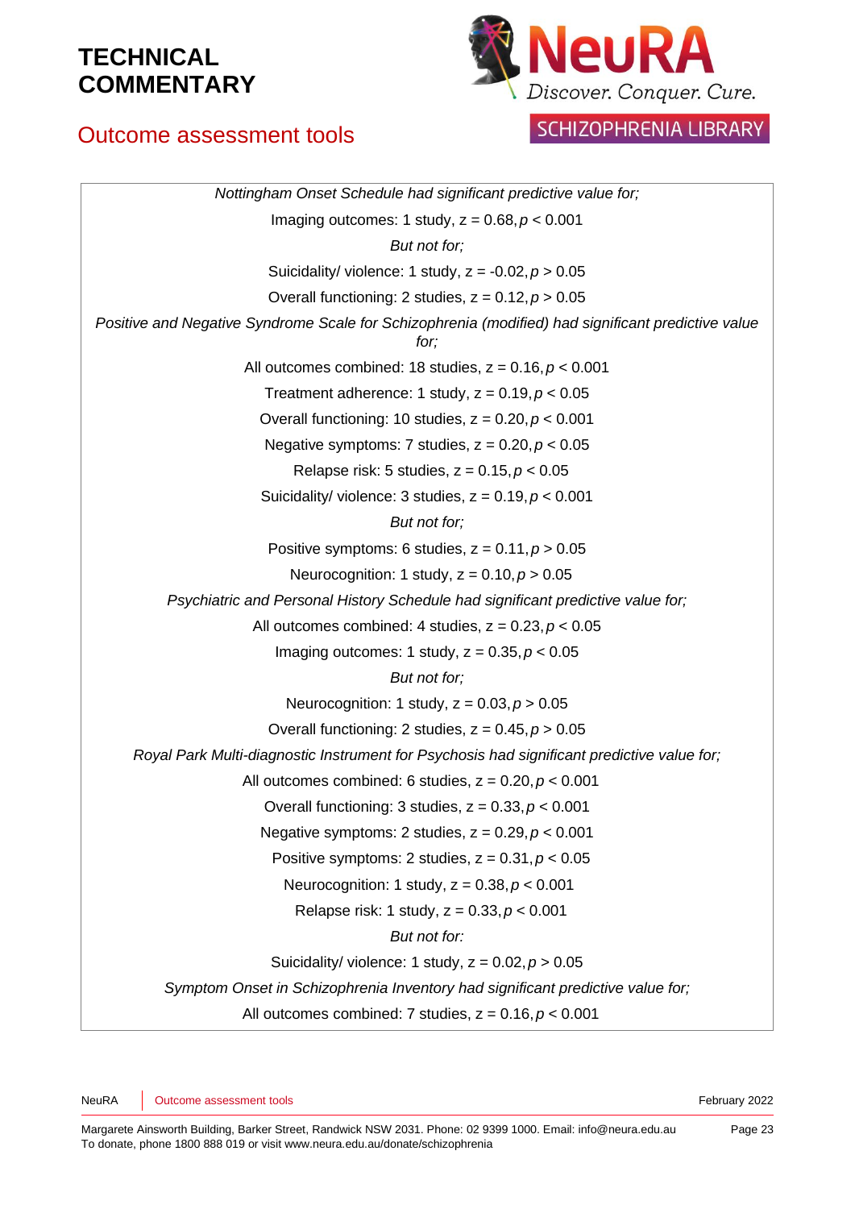*Nottingham Onset Schedule had significant predictive value for;*

Imaging outcomes: 1 study, z = 0.68, $p < 0.001$

*But not for;*

Suicidality/ violence: 1 study, z = -0.02, $p > 0.05$

Overall functioning: 2 studies, z = 0.12, $p > 0.05$

*Positive and Negative Syndrome Scale for Schizophrenia (modified) had significant predictive value for;*

All outcomes combined: 18 studies, z = 0.16, $p < 0.001$

Treatment adherence: 1 study, z = 0.19, $p < 0.05$

Overall functioning: 10 studies, z = 0.20, $p < 0.001$

Negative symptoms: 7 studies, z = 0.20, $p < 0.05$

Relapse risk: 5 studies, z = 0.15, $p < 0.05$

Suicidality/ violence: 3 studies, z = 0.19, $p < 0.001$

*But not for;*

Positive symptoms: 6 studies, z = 0.11, $p > 0.05$

Neurocognition: 1 study, z = 0.10, $p > 0.05$

*Psychiatric and Personal History Schedule had significant predictive value for;*

All outcomes combined: 4 studies, z = 0.23, $p < 0.05$

Imaging outcomes: 1 study, z = 0.35, $p < 0.05$

*But not for;*

Neurocognition: 1 study, z = 0.03, $p > 0.05$

Overall functioning: 2 studies, z = 0.45, $p > 0.05$

*Royal Park Multi-diagnostic Instrument for Psychosis had significant predictive value for;*

All outcomes combined: 6 studies, z = 0.20, $p < 0.001$

Overall functioning: 3 studies, z = 0.33, $p < 0.001$

Negative symptoms: 2 studies, z = 0.29, $p < 0.001$

Positive symptoms: 2 studies, z = 0.31, $p < 0.05$

Neurocognition: 1 study, z = 0.38, $p < 0.001$

Relapse risk: 1 study, z = 0.33, $p < 0.001$

*But not for:*

Suicidality/ violence: 1 study, z = 0.02, $p > 0.05$

*Symptom Onset in Schizophrenia Inventory had significant predictive value for;*

All outcomes combined: 7 studies, z = 0.16, $p < 0.001$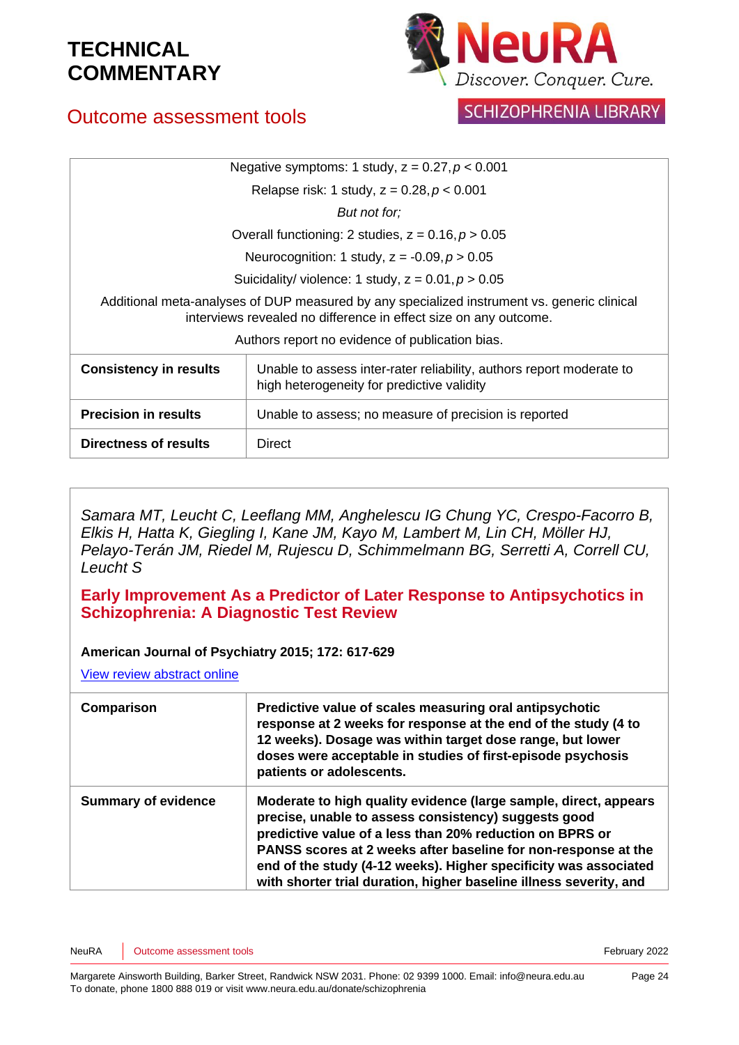| | |
|---|---|
| Negative symptoms: 1 study, z = 0.27, $p < 0.001$<br>Relapse risk: 1 study, z = 0.28, $p < 0.001$<br>*But not for;*<br>Overall functioning: 2 studies, z = 0.16, $p > 0.05$<br>Neurocognition: 1 study, z = -0.09, $p > 0.05$<br>Suicidality/ violence: 1 study, z = 0.01, $p > 0.05$<br>Additional meta-analyses of DUP measured by any specialized instrument vs. generic clinical interviews revealed no difference in effect size on any outcome.<br>Authors report no evidence of publication bias. | |
| **Consistency in results** | Unable to assess inter-rater reliability, authors report moderate to high heterogeneity for predictive validity |
| **Precision in results** | Unable to assess; no measure of precision is reported |
| **Directness of results** | Direct |

*Samara MT, Leucht C, Leeflang MM, Anghelescu IG Chung YC, Crespo-Facorro B, Elkis H, Hatta K, Giegling I, Kane JM, Kayo M, Lambert M, Lin CH, Möller HJ, Pelayo-Terán JM, Riedel M, Rujescu D, Schimmelmann BG, Serretti A, Correll CU, Leucht S*

## Early Improvement As a Predictor of Later Response to Antipsychotics in Schizophrenia: A Diagnostic Test Review

**American Journal of Psychiatry 2015; 172: 617-629**

View review abstract online

| | |
|---|---|
| **Comparison** | **Predictive value of scales measuring oral antipsychotic response at 2 weeks for response at the end of the study (4 to 12 weeks). Dosage was within target dose range, but lower doses were acceptable in studies of first-episode psychosis patients or adolescents.** |
| **Summary of evidence** | **Moderate to high quality evidence (large sample, direct, appears precise, unable to assess consistency) suggests good predictive value of a less than 20% reduction on BPRS or PANSS scores at 2 weeks after baseline for non-response at the end of the study (4-12 weeks). Higher specificity was associated with shorter trial duration, higher baseline illness severity, and** |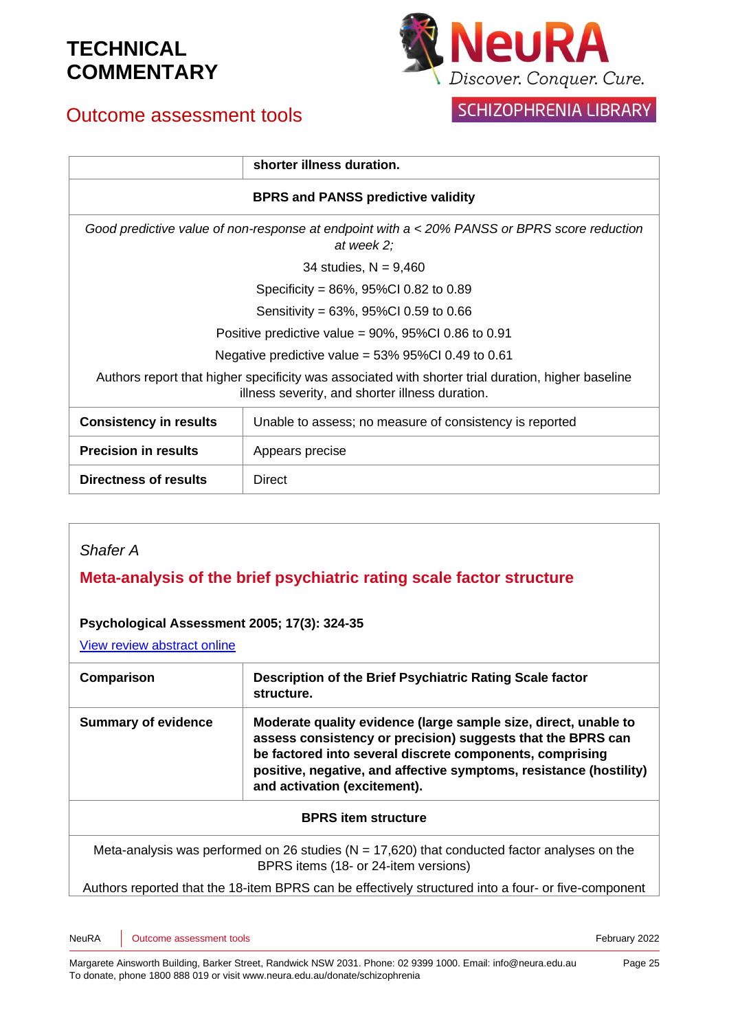| | **shorter illness duration.** |
|---|---|
| **BPRS and PANSS predictive validity** | |
| *Good predictive value of non-response at endpoint with a < 20% PANSS or BPRS score reduction at week 2;*<br>34 studies, N = 9,460<br>Specificity = 86%, 95%CI 0.82 to 0.89<br>Sensitivity = 63%, 95%CI 0.59 to 0.66<br>Positive predictive value = 90%, 95%CI 0.86 to 0.91<br>Negative predictive value = 53% 95%CI 0.49 to 0.61<br>Authors report that higher specificity was associated with shorter trial duration, higher baseline illness severity, and shorter illness duration. | |
| **Consistency in results** | Unable to assess; no measure of consistency is reported |
| **Precision in results** | Appears precise |
| **Directness of results** | Direct |

*Shafer A*

## Meta-analysis of the brief psychiatric rating scale factor structure

**Psychological Assessment 2005; 17(3): 324-35**

View review abstract online

| **Comparison** | **Description of the Brief Psychiatric Rating Scale factor structure.** |
|---|---|
| **Summary of evidence** | **Moderate quality evidence (large sample size, direct, unable to assess consistency or precision) suggests that the BPRS can be factored into several discrete components, comprising positive, negative, and affective symptoms, resistance (hostility) and activation (excitement).** |
| **BPRS item structure** | |
| Meta-analysis was performed on 26 studies (N = 17,620) that conducted factor analyses on the BPRS items (18- or 24-item versions)<br>Authors reported that the 18-item BPRS can be effectively structured into a four- or five-component | |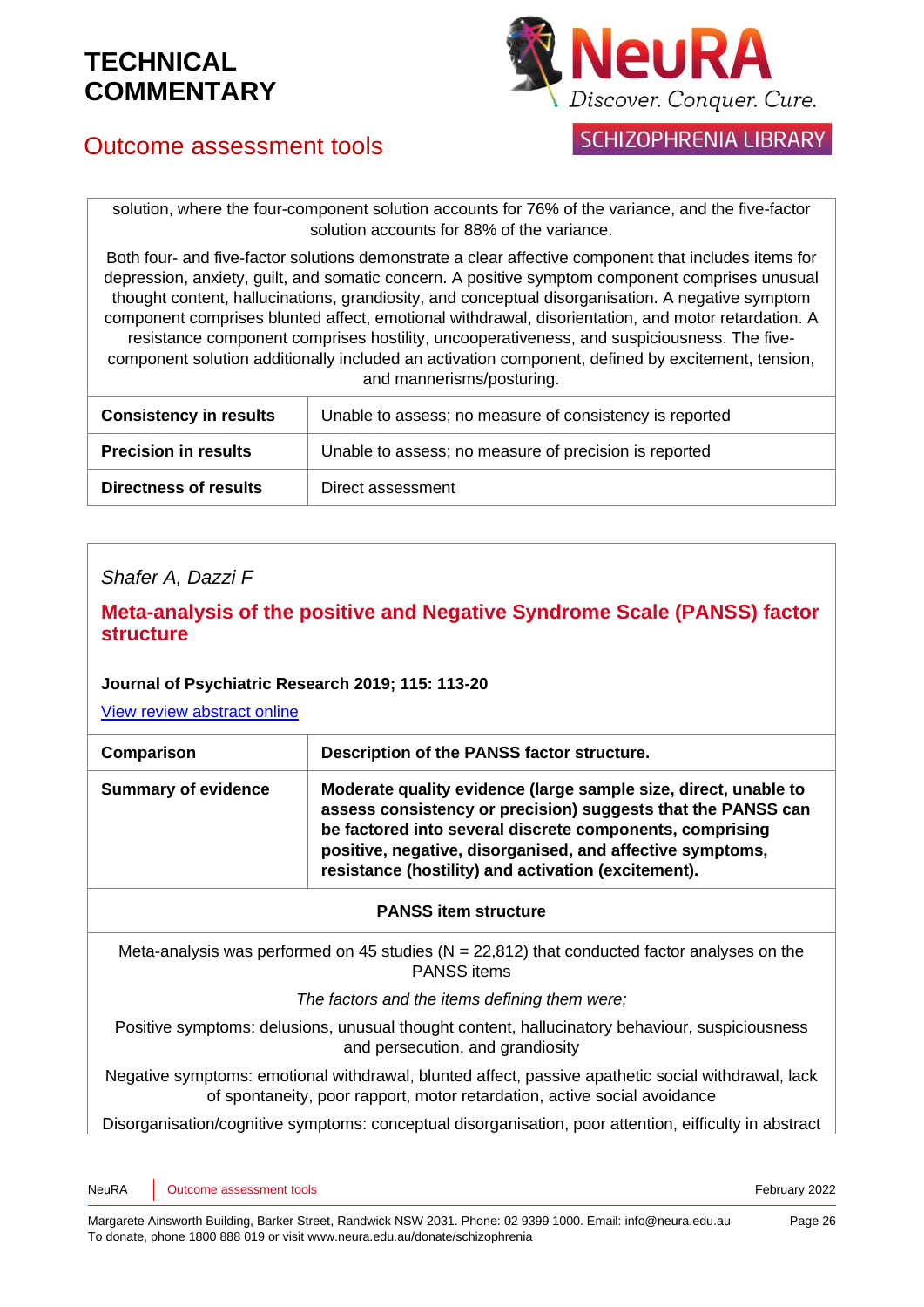| |
|---|
| solution, where the four-component solution accounts for 76% of the variance, and the five-factor solution accounts for 88% of the variance.<br><br>Both four- and five-factor solutions demonstrate a clear affective component that includes items for depression, anxiety, guilt, and somatic concern. A positive symptom component comprises unusual thought content, hallucinations, grandiosity, and conceptual disorganisation. A negative symptom component comprises blunted affect, emotional withdrawal, disorientation, and motor retardation. A resistance component comprises hostility, uncooperativeness, and suspiciousness. The five-component solution additionally included an activation component, defined by excitement, tension, and mannerisms/posturing. |

| | |
|---|---|
| **Consistency in results** | Unable to assess; no measure of consistency is reported |
| **Precision in results** | Unable to assess; no measure of precision is reported |
| **Directness of results** | Direct assessment |

*Shafer A, Dazzi F*

## Meta-analysis of the positive and Negative Syndrome Scale (PANSS) factor structure

**Journal of Psychiatric Research 2019; 115: 113-20**

View review abstract online

| | |
|---|---|
| **Comparison** | **Description of the PANSS factor structure.** |
| **Summary of evidence** | **Moderate quality evidence (large sample size, direct, unable to assess consistency or precision) suggests that the PANSS can be factored into several discrete components, comprising positive, negative, disorganised, and affective symptoms, resistance (hostility) and activation (excitement).** |

| **PANSS item structure** |
|---|
| Meta-analysis was performed on 45 studies (N = 22,812) that conducted factor analyses on the PANSS items<br><br>*The factors and the items defining them were;*<br><br>Positive symptoms: delusions, unusual thought content, hallucinatory behaviour, suspiciousness and persecution, and grandiosity<br><br>Negative symptoms: emotional withdrawal, blunted affect, passive apathetic social withdrawal, lack of spontaneity, poor rapport, motor retardation, active social avoidance<br><br>Disorganisation/cognitive symptoms: conceptual disorganisation, poor attention, eifficulty in abstract |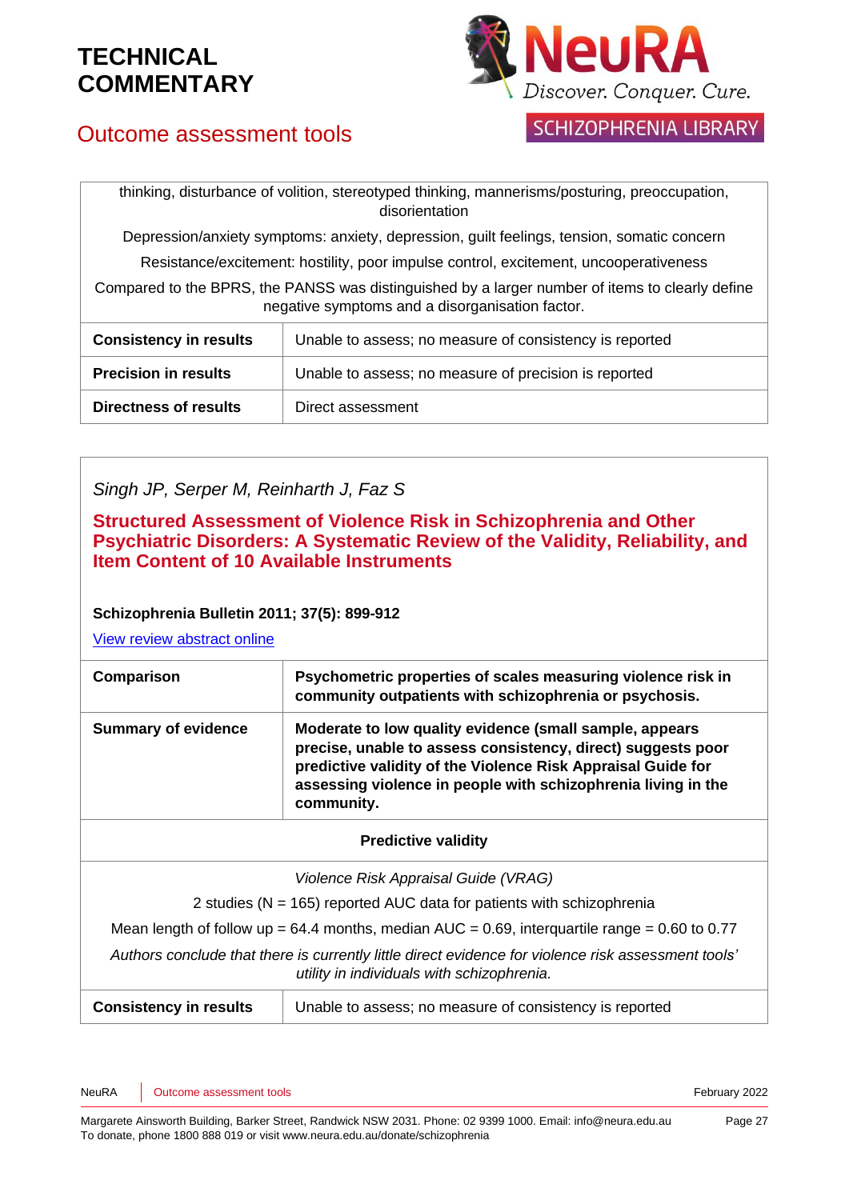| thinking, disturbance of volition, stereotyped thinking, mannerisms/posturing, preoccupation, disorientation<br>Depression/anxiety symptoms: anxiety, depression, guilt feelings, tension, somatic concern<br>Resistance/excitement: hostility, poor impulse control, excitement, uncooperativeness<br>Compared to the BPRS, the PANSS was distinguished by a larger number of items to clearly define negative symptoms and a disorganisation factor. | |
|---|---|
| **Consistency in results** | Unable to assess; no measure of consistency is reported |
| **Precision in results** | Unable to assess; no measure of precision is reported |
| **Directness of results** | Direct assessment |

*Singh JP, Serper M, Reinharth J, Faz S*

### Structured Assessment of Violence Risk in Schizophrenia and Other Psychiatric Disorders: A Systematic Review of the Validity, Reliability, and Item Content of 10 Available Instruments

**Schizophrenia Bulletin 2011; 37(5): 899-912**

View review abstract online

| | |
|---|---|
| **Comparison** | **Psychometric properties of scales measuring violence risk in community outpatients with schizophrenia or psychosis.** |
| **Summary of evidence** | **Moderate to low quality evidence (small sample, appears precise, unable to assess consistency, direct) suggests poor predictive validity of the Violence Risk Appraisal Guide for assessing violence in people with schizophrenia living in the community.** |
| **Predictive validity** | |
| *Violence Risk Appraisal Guide (VRAG)*<br>2 studies (N = 165) reported AUC data for patients with schizophrenia<br>Mean length of follow up = 64.4 months, median AUC = 0.69, interquartile range = 0.60 to 0.77<br>*Authors conclude that there is currently little direct evidence for violence risk assessment tools' utility in individuals with schizophrenia.* | |
| **Consistency in results** | Unable to assess; no measure of consistency is reported |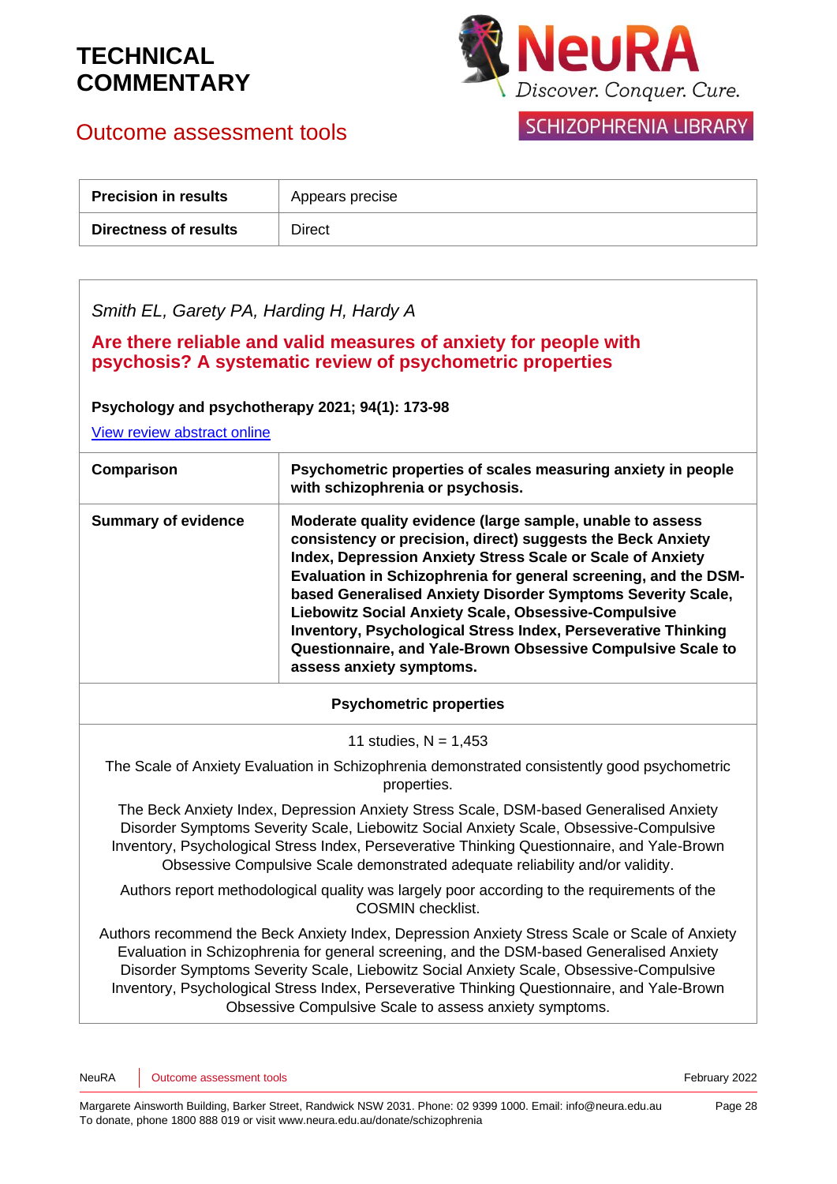| Precision in results | Appears precise |
|---|---|
| **Directness of results** | Direct |

*Smith EL, Garety PA, Harding H, Hardy A*

**Are there reliable and valid measures of anxiety for people with psychosis? A systematic review of psychometric properties**

**Psychology and psychotherapy 2021; 94(1): 173-98**

View review abstract online

| **Comparison** | **Psychometric properties of scales measuring anxiety in people with schizophrenia or psychosis.** |
|---|---|
| **Summary of evidence** | **Moderate quality evidence (large sample, unable to assess consistency or precision, direct) suggests the Beck Anxiety Index, Depression Anxiety Stress Scale or Scale of Anxiety Evaluation in Schizophrenia for general screening, and the DSM-based Generalised Anxiety Disorder Symptoms Severity Scale, Liebowitz Social Anxiety Scale, Obsessive-Compulsive Inventory, Psychological Stress Index, Perseverative Thinking Questionnaire, and Yale-Brown Obsessive Compulsive Scale to assess anxiety symptoms.** |

**Psychometric properties**

11 studies, N = 1,453

The Scale of Anxiety Evaluation in Schizophrenia demonstrated consistently good psychometric properties.

The Beck Anxiety Index, Depression Anxiety Stress Scale, DSM-based Generalised Anxiety Disorder Symptoms Severity Scale, Liebowitz Social Anxiety Scale, Obsessive-Compulsive Inventory, Psychological Stress Index, Perseverative Thinking Questionnaire, and Yale-Brown Obsessive Compulsive Scale demonstrated adequate reliability and/or validity.

Authors report methodological quality was largely poor according to the requirements of the COSMIN checklist.

Authors recommend the Beck Anxiety Index, Depression Anxiety Stress Scale or Scale of Anxiety Evaluation in Schizophrenia for general screening, and the DSM-based Generalised Anxiety Disorder Symptoms Severity Scale, Liebowitz Social Anxiety Scale, Obsessive-Compulsive Inventory, Psychological Stress Index, Perseverative Thinking Questionnaire, and Yale-Brown Obsessive Compulsive Scale to assess anxiety symptoms.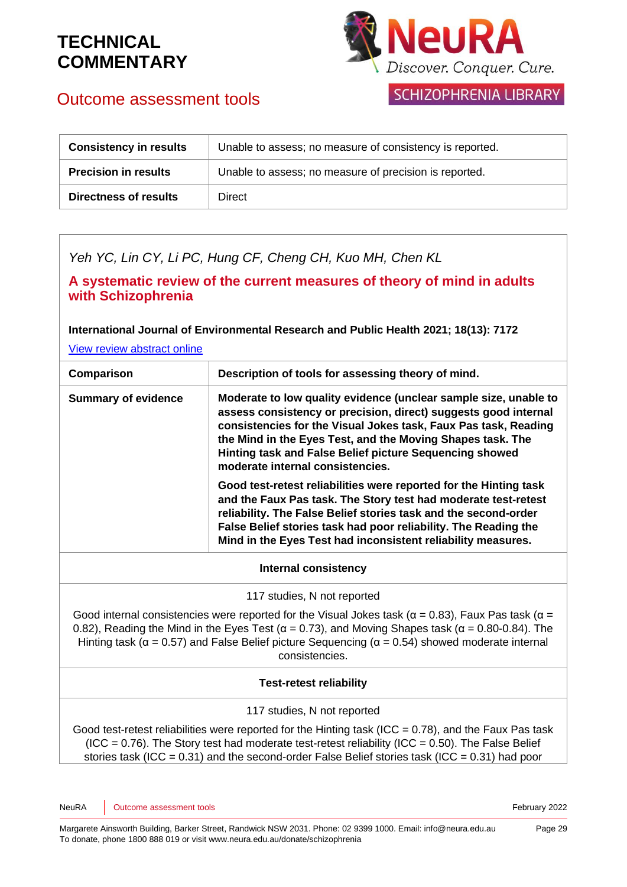| | |
|---|---|
| **Consistency in results** | Unable to assess; no measure of consistency is reported. |
| **Precision in results** | Unable to assess; no measure of precision is reported. |
| **Directness of results** | Direct |

*Yeh YC, Lin CY, Li PC, Hung CF, Cheng CH, Kuo MH, Chen KL*

**A systematic review of the current measures of theory of mind in adults with Schizophrenia**

**International Journal of Environmental Research and Public Health 2021; 18(13): 7172**

View review abstract online

| | |
|---|---|
| **Comparison** | **Description of tools for assessing theory of mind.** |
| **Summary of evidence** | **Moderate to low quality evidence (unclear sample size, unable to assess consistency or precision, direct) suggests good internal consistencies for the Visual Jokes task, Faux Pas task, Reading the Mind in the Eyes Test, and the Moving Shapes task. The Hinting task and False Belief picture Sequencing showed moderate internal consistencies.**<br><br>**Good test-retest reliabilities were reported for the Hinting task and the Faux Pas task. The Story test had moderate test-retest reliability. The False Belief stories task and the second-order False Belief stories task had poor reliability. The Reading the Mind in the Eyes Test had inconsistent reliability measures.** |
| **Internal consistency** | |
| 117 studies, N not reported<br><br>Good internal consistencies were reported for the Visual Jokes task ($\alpha = 0.83$), Faux Pas task ($\alpha = 0.82$), Reading the Mind in the Eyes Test ($\alpha = 0.73$), and Moving Shapes task ($\alpha = 0.80$-$0.84$). The Hinting task ($\alpha = 0.57$) and False Belief picture Sequencing ($\alpha = 0.54$) showed moderate internal consistencies. | |
| **Test-retest reliability** | |
| 117 studies, N not reported<br><br>Good test-retest reliabilities were reported for the Hinting task (ICC = 0.78), and the Faux Pas task (ICC = 0.76). The Story test had moderate test-retest reliability (ICC = 0.50). The False Belief stories task (ICC = 0.31) and the second-order False Belief stories task (ICC = 0.31) had poor | |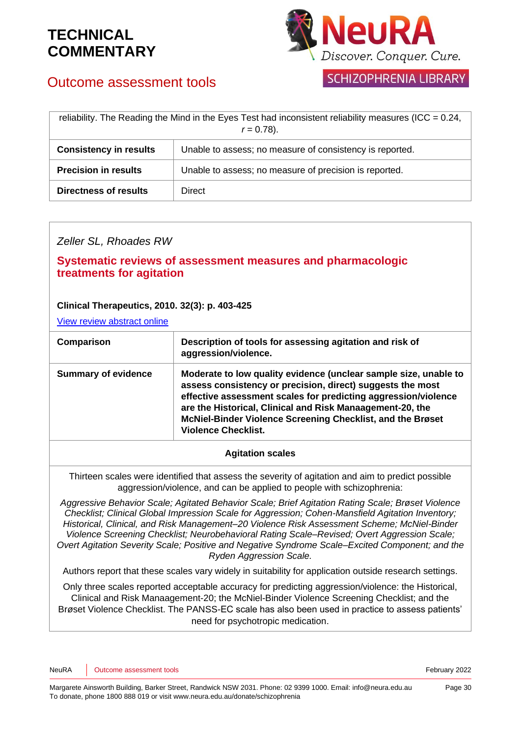| reliability. The Reading the Mind in the Eyes Test had inconsistent reliability measures (ICC = 0.24, $r$ = 0.78). | |
|---|---|
| **Consistency in results** | Unable to assess; no measure of consistency is reported. |
| **Precision in results** | Unable to assess; no measure of precision is reported. |
| **Directness of results** | Direct |

*Zeller SL, Rhoades RW*

## Systematic reviews of assessment measures and pharmacologic treatments for agitation

**Clinical Therapeutics, 2010. 32(3): p. 403-425**

[View review abstract online]

| **Comparison** | **Description of tools for assessing agitation and risk of aggression/violence.** |
|---|---|
| **Summary of evidence** | **Moderate to low quality evidence (unclear sample size, unable to assess consistency or precision, direct) suggests the most effective assessment scales for predicting aggression/violence are the Historical, Clinical and Risk Manaagement-20, the McNiel-Binder Violence Screening Checklist, and the Brøset Violence Checklist.** |
| **Agitation scales** | |
| Thirteen scales were identified that assess the severity of agitation and aim to predict possible aggression/violence, and can be applied to people with schizophrenia: *Aggressive Behavior Scale; Agitated Behavior Scale; Brief Agitation Rating Scale; Brøset Violence Checklist; Clinical Global Impression Scale for Aggression; Cohen-Mansfield Agitation Inventory; Historical, Clinical, and Risk Management–20 Violence Risk Assessment Scheme; McNiel-Binder Violence Screening Checklist; Neurobehavioral Rating Scale–Revised; Overt Aggression Scale; Overt Agitation Severity Scale; Positive and Negative Syndrome Scale–Excited Component; and the Ryden Aggression Scale.* Authors report that these scales vary widely in suitability for application outside research settings. Only three scales reported acceptable accuracy for predicting aggression/violence: the Historical, Clinical and Risk Manaagement-20; the McNiel-Binder Violence Screening Checklist; and the Brøset Violence Checklist. The PANSS-EC scale has also been used in practice to assess patients' need for psychotropic medication. | |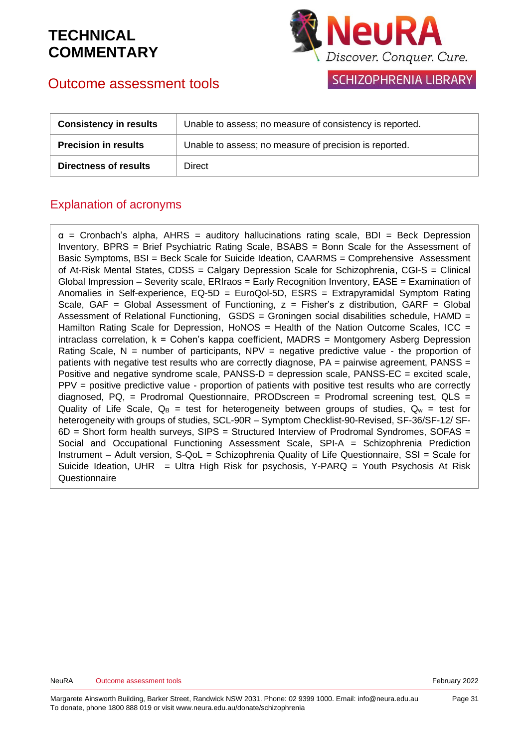| | |
|---|---|
| **Consistency in results** | Unable to assess; no measure of consistency is reported. |
| **Precision in results** | Unable to assess; no measure of precision is reported. |
| **Directness of results** | Direct |

## Explanation of acronyms

α = Cronbach's alpha, AHRS = auditory hallucinations rating scale, BDI = Beck Depression Inventory, BPRS = Brief Psychiatric Rating Scale, BSABS = Bonn Scale for the Assessment of Basic Symptoms, BSI = Beck Scale for Suicide Ideation, CAARMS = Comprehensive Assessment of At-Risk Mental States, CDSS = Calgary Depression Scale for Schizophrenia, CGI-S = Clinical Global Impression – Severity scale, ERIraos = Early Recognition Inventory, EASE = Examination of Anomalies in Self-experience, EQ-5D = EuroQol-5D, ESRS = Extrapyramidal Symptom Rating Scale, GAF = Global Assessment of Functioning, z = Fisher's z distribution, GARF = Global Assessment of Relational Functioning, GSDS = Groningen social disabilities schedule, HAMD = Hamilton Rating Scale for Depression, HoNOS = Health of the Nation Outcome Scales, ICC = intraclass correlation, k = Cohen's kappa coefficient, MADRS = Montgomery Asberg Depression Rating Scale, N = number of participants, NPV = negative predictive value - the proportion of patients with negative test results who are correctly diagnose, PA = pairwise agreement, PANSS = Positive and negative syndrome scale, PANSS-D = depression scale, PANSS-EC = excited scale, PPV = positive predictive value - proportion of patients with positive test results who are correctly diagnosed, PQ, = Prodromal Questionnaire, PRODscreen = Prodromal screening test, QLS = Quality of Life Scale, $Q_B$ = test for heterogeneity between groups of studies, $Q_w$ = test for heterogeneity with groups of studies, SCL-90R – Symptom Checklist-90-Revised, SF-36/SF-12/ SF-6D = Short form health surveys, SIPS = Structured Interview of Prodromal Syndromes, SOFAS = Social and Occupational Functioning Assessment Scale, SPI-A = Schizophrenia Prediction Instrument – Adult version, S-QoL = Schizophrenia Quality of Life Questionnaire, SSI = Scale for Suicide Ideation, UHR = Ultra High Risk for psychosis, Y-PARQ = Youth Psychosis At Risk Questionnaire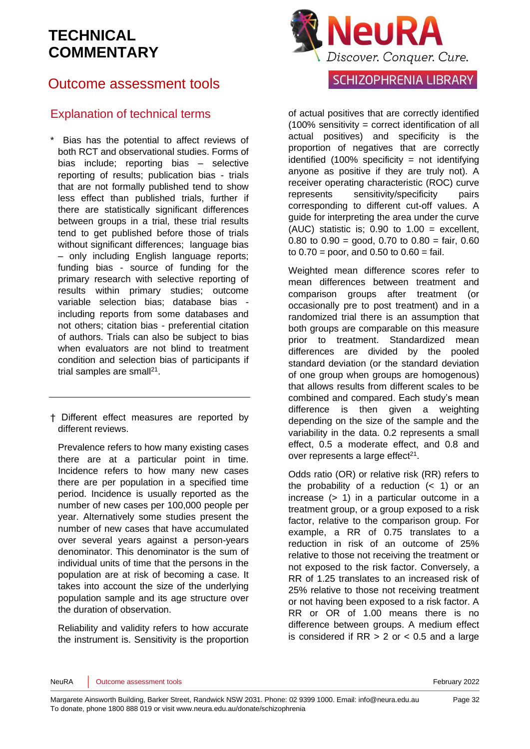# TECHNICAL COMMENTARY

## Outcome assessment tools

### Explanation of technical terms

\* Bias has the potential to affect reviews of both RCT and observational studies. Forms of bias include; reporting bias – selective reporting of results; publication bias - trials that are not formally published tend to show less effect than published trials, further if there are statistically significant differences between groups in a trial, these trial results tend to get published before those of trials without significant differences; language bias – only including English language reports; funding bias - source of funding for the primary research with selective reporting of results within primary studies; outcome variable selection bias; database bias - including reports from some databases and not others; citation bias - preferential citation of authors. Trials can also be subject to bias when evaluators are not blind to treatment condition and selection bias of participants if trial samples are small[21].

---

† Different effect measures are reported by different reviews.

Prevalence refers to how many existing cases there are at a particular point in time. Incidence refers to how many new cases there are per population in a specified time period. Incidence is usually reported as the number of new cases per 100,000 people per year. Alternatively some studies present the number of new cases that have accumulated over several years against a person-years denominator. This denominator is the sum of individual units of time that the persons in the population are at risk of becoming a case. It takes into account the size of the underlying population sample and its age structure over the duration of observation.

Reliability and validity refers to how accurate the instrument is. Sensitivity is the proportion of actual positives that are correctly identified (100% sensitivity = correct identification of all actual positives) and specificity is the proportion of negatives that are correctly identified (100% specificity = not identifying anyone as positive if they are truly not). A receiver operating characteristic (ROC) curve represents sensitivity/specificity pairs corresponding to different cut-off values. A guide for interpreting the area under the curve (AUC) statistic is; 0.90 to 1.00 = excellent, 0.80 to 0.90 = good, 0.70 to 0.80 = fair, 0.60 to 0.70 = poor, and 0.50 to 0.60 = fail.

Weighted mean difference scores refer to mean differences between treatment and comparison groups after treatment (or occasionally pre to post treatment) and in a randomized trial there is an assumption that both groups are comparable on this measure prior to treatment. Standardized mean differences are divided by the pooled standard deviation (or the standard deviation of one group when groups are homogenous) that allows results from different scales to be combined and compared. Each study's mean difference is then given a weighting depending on the size of the sample and the variability in the data. 0.2 represents a small effect, 0.5 a moderate effect, and 0.8 and over represents a large effect[21].

Odds ratio (OR) or relative risk (RR) refers to the probability of a reduction (< 1) or an increase (> 1) in a particular outcome in a treatment group, or a group exposed to a risk factor, relative to the comparison group. For example, a RR of 0.75 translates to a reduction in risk of an outcome of 25% relative to those not receiving the treatment or not exposed to the risk factor. Conversely, a RR of 1.25 translates to an increased risk of 25% relative to those not receiving treatment or not having been exposed to a risk factor. A RR or OR of 1.00 means there is no difference between groups. A medium effect is considered if RR > 2 or < 0.5 and a large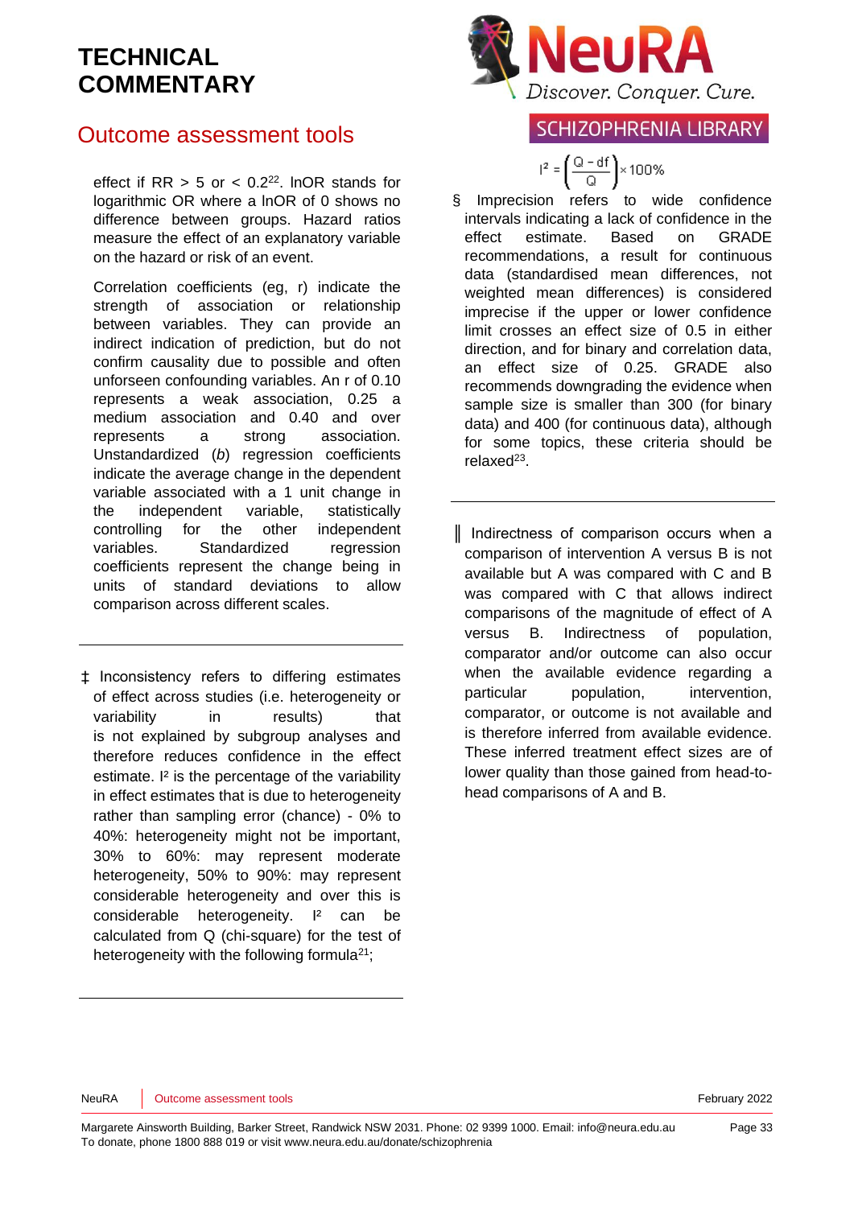# TECHNICAL COMMENTARY

## Outcome assessment tools

effect if RR > 5 or < 0.2[22]. lnOR stands for logarithmic OR where a lnOR of 0 shows no difference between groups. Hazard ratios measure the effect of an explanatory variable on the hazard or risk of an event.

Correlation coefficients (eg, r) indicate the strength of association or relationship between variables. They can provide an indirect indication of prediction, but do not confirm causality due to possible and often unforseen confounding variables. An r of 0.10 represents a weak association, 0.25 a medium association and 0.40 and over represents a strong association. Unstandardized (*b*) regression coefficients indicate the average change in the dependent variable associated with a 1 unit change in the independent variable, statistically controlling for the other independent variables. Standardized regression coefficients represent the change being in units of standard deviations to allow comparison across different scales.

---

‡ Inconsistency refers to differing estimates of effect across studies (i.e. heterogeneity or variability in results) that is not explained by subgroup analyses and therefore reduces confidence in the effect estimate. $I^2$ is the percentage of the variability in effect estimates that is due to heterogeneity rather than sampling error (chance) - 0% to 40%: heterogeneity might not be important, 30% to 60%: may represent moderate heterogeneity, 50% to 90%: may represent considerable heterogeneity and over this is considerable heterogeneity. $I^2$ can be calculated from Q (chi-square) for the test of heterogeneity with the following formula[21];

$$I^2 = \left(\frac{Q - df}{Q}\right) \times 100\%$$

---

§ Imprecision refers to wide confidence intervals indicating a lack of confidence in the effect estimate. Based on GRADE recommendations, a result for continuous data (standardised mean differences, not weighted mean differences) is considered imprecise if the upper or lower confidence limit crosses an effect size of 0.5 in either direction, and for binary and correlation data, an effect size of 0.25. GRADE also recommends downgrading the evidence when sample size is smaller than 300 (for binary data) and 400 (for continuous data), although for some topics, these criteria should be relaxed[23].

---

‖ Indirectness of comparison occurs when a comparison of intervention A versus B is not available but A was compared with C and B was compared with C that allows indirect comparisons of the magnitude of effect of A versus B. Indirectness of population, comparator and/or outcome can also occur when the available evidence regarding a particular population, intervention, comparator, or outcome is not available and is therefore inferred from available evidence. These inferred treatment effect sizes are of lower quality than those gained from head-to-head comparisons of A and B.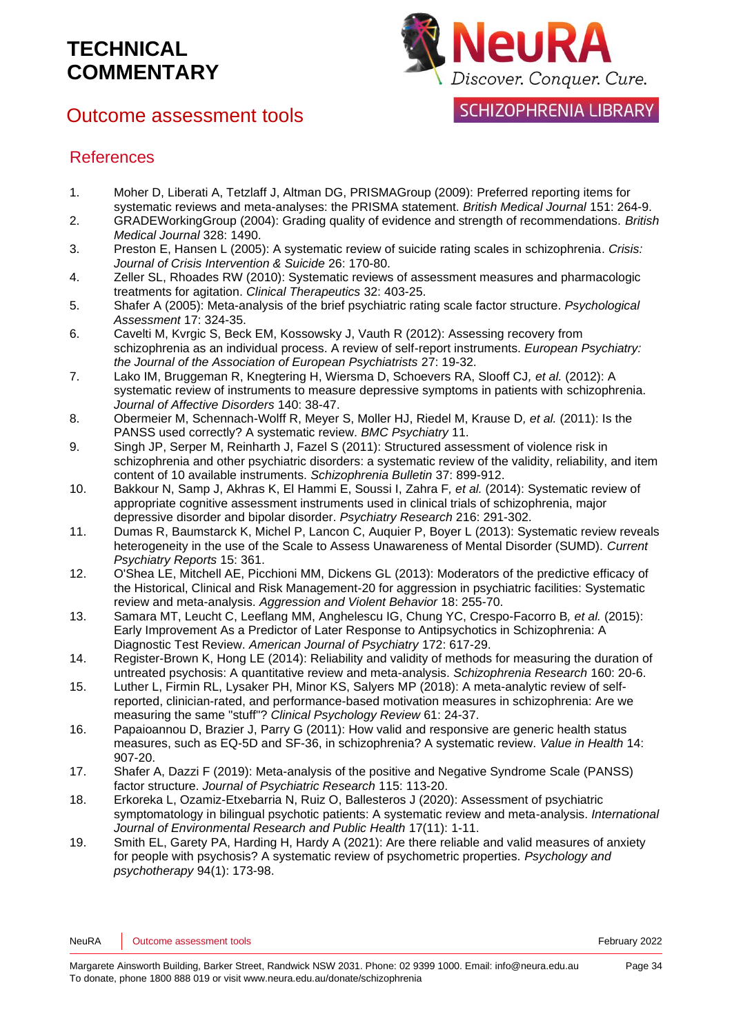## References

1. Moher D, Liberati A, Tetzlaff J, Altman DG, PRISMAGroup (2009): Preferred reporting items for systematic reviews and meta-analyses: the PRISMA statement. *British Medical Journal* 151: 264-9.
2. GRADEWorkingGroup (2004): Grading quality of evidence and strength of recommendations. *British Medical Journal* 328: 1490.
3. Preston E, Hansen L (2005): A systematic review of suicide rating scales in schizophrenia. *Crisis: Journal of Crisis Intervention & Suicide* 26: 170-80.
4. Zeller SL, Rhoades RW (2010): Systematic reviews of assessment measures and pharmacologic treatments for agitation. *Clinical Therapeutics* 32: 403-25.
5. Shafer A (2005): Meta-analysis of the brief psychiatric rating scale factor structure. *Psychological Assessment* 17: 324-35.
6. Cavelti M, Kvrgic S, Beck EM, Kossowsky J, Vauth R (2012): Assessing recovery from schizophrenia as an individual process. A review of self-report instruments. *European Psychiatry: the Journal of the Association of European Psychiatrists* 27: 19-32.
7. Lako IM, Bruggeman R, Knegtering H, Wiersma D, Schoevers RA, Slooff CJ*, et al.* (2012): A systematic review of instruments to measure depressive symptoms in patients with schizophrenia. *Journal of Affective Disorders* 140: 38-47.
8. Obermeier M, Schennach-Wolff R, Meyer S, Moller HJ, Riedel M, Krause D*, et al.* (2011): Is the PANSS used correctly? A systematic review. *BMC Psychiatry* 11.
9. Singh JP, Serper M, Reinharth J, Fazel S (2011): Structured assessment of violence risk in schizophrenia and other psychiatric disorders: a systematic review of the validity, reliability, and item content of 10 available instruments. *Schizophrenia Bulletin* 37: 899-912.
10. Bakkour N, Samp J, Akhras K, El Hammi E, Soussi I, Zahra F*, et al.* (2014): Systematic review of appropriate cognitive assessment instruments used in clinical trials of schizophrenia, major depressive disorder and bipolar disorder. *Psychiatry Research* 216: 291-302.
11. Dumas R, Baumstarck K, Michel P, Lancon C, Auquier P, Boyer L (2013): Systematic review reveals heterogeneity in the use of the Scale to Assess Unawareness of Mental Disorder (SUMD). *Current Psychiatry Reports* 15: 361.
12. O'Shea LE, Mitchell AE, Picchioni MM, Dickens GL (2013): Moderators of the predictive efficacy of the Historical, Clinical and Risk Management-20 for aggression in psychiatric facilities: Systematic review and meta-analysis. *Aggression and Violent Behavior* 18: 255-70.
13. Samara MT, Leucht C, Leeflang MM, Anghelescu IG, Chung YC, Crespo-Facorro B*, et al.* (2015): Early Improvement As a Predictor of Later Response to Antipsychotics in Schizophrenia: A Diagnostic Test Review. *American Journal of Psychiatry* 172: 617-29.
14. Register-Brown K, Hong LE (2014): Reliability and validity of methods for measuring the duration of untreated psychosis: A quantitative review and meta-analysis. *Schizophrenia Research* 160: 20-6.
15. Luther L, Firmin RL, Lysaker PH, Minor KS, Salyers MP (2018): A meta-analytic review of self-reported, clinician-rated, and performance-based motivation measures in schizophrenia: Are we measuring the same "stuff"? *Clinical Psychology Review* 61: 24-37.
16. Papaioannou D, Brazier J, Parry G (2011): How valid and responsive are generic health status measures, such as EQ-5D and SF-36, in schizophrenia? A systematic review. *Value in Health* 14: 907-20.
17. Shafer A, Dazzi F (2019): Meta-analysis of the positive and Negative Syndrome Scale (PANSS) factor structure. *Journal of Psychiatric Research* 115: 113-20.
18. Erkoreka L, Ozamiz-Etxebarria N, Ruiz O, Ballesteros J (2020): Assessment of psychiatric symptomatology in bilingual psychotic patients: A systematic review and meta-analysis. *International Journal of Environmental Research and Public Health* 17(11): 1-11.
19. Smith EL, Garety PA, Harding H, Hardy A (2021): Are there reliable and valid measures of anxiety for people with psychosis? A systematic review of psychometric properties. *Psychology and psychotherapy* 94(1): 173-98.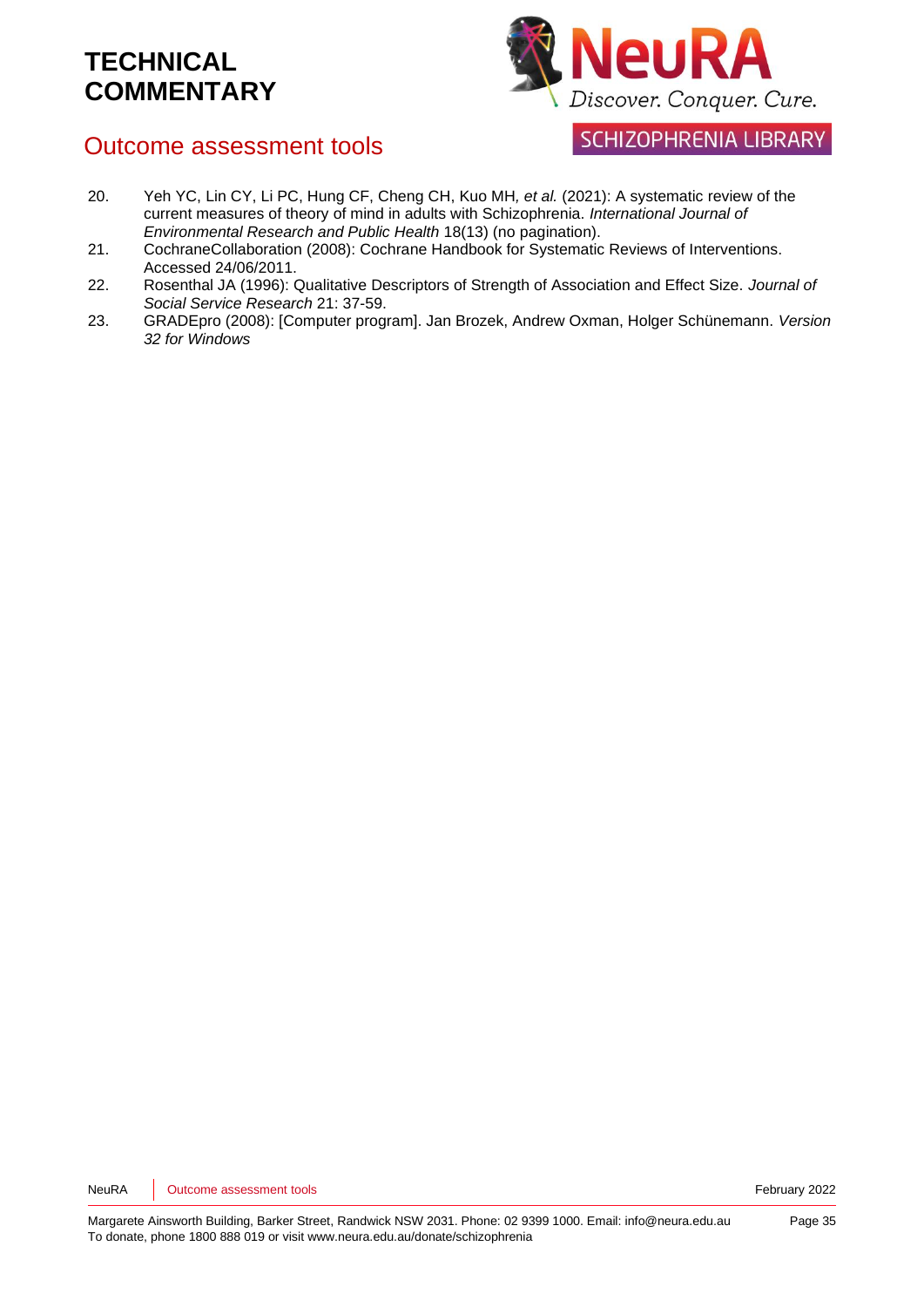20. Yeh YC, Lin CY, Li PC, Hung CF, Cheng CH, Kuo MH, *et al.* (2021): A systematic review of the current measures of theory of mind in adults with Schizophrenia. *International Journal of Environmental Research and Public Health* 18(13) (no pagination).
21. CochraneCollaboration (2008): Cochrane Handbook for Systematic Reviews of Interventions. Accessed 24/06/2011.
22. Rosenthal JA (1996): Qualitative Descriptors of Strength of Association and Effect Size. *Journal of Social Service Research* 21: 37-59.
23. GRADEpro (2008): [Computer program]. Jan Brozek, Andrew Oxman, Holger Schünemann. *Version 32 for Windows*